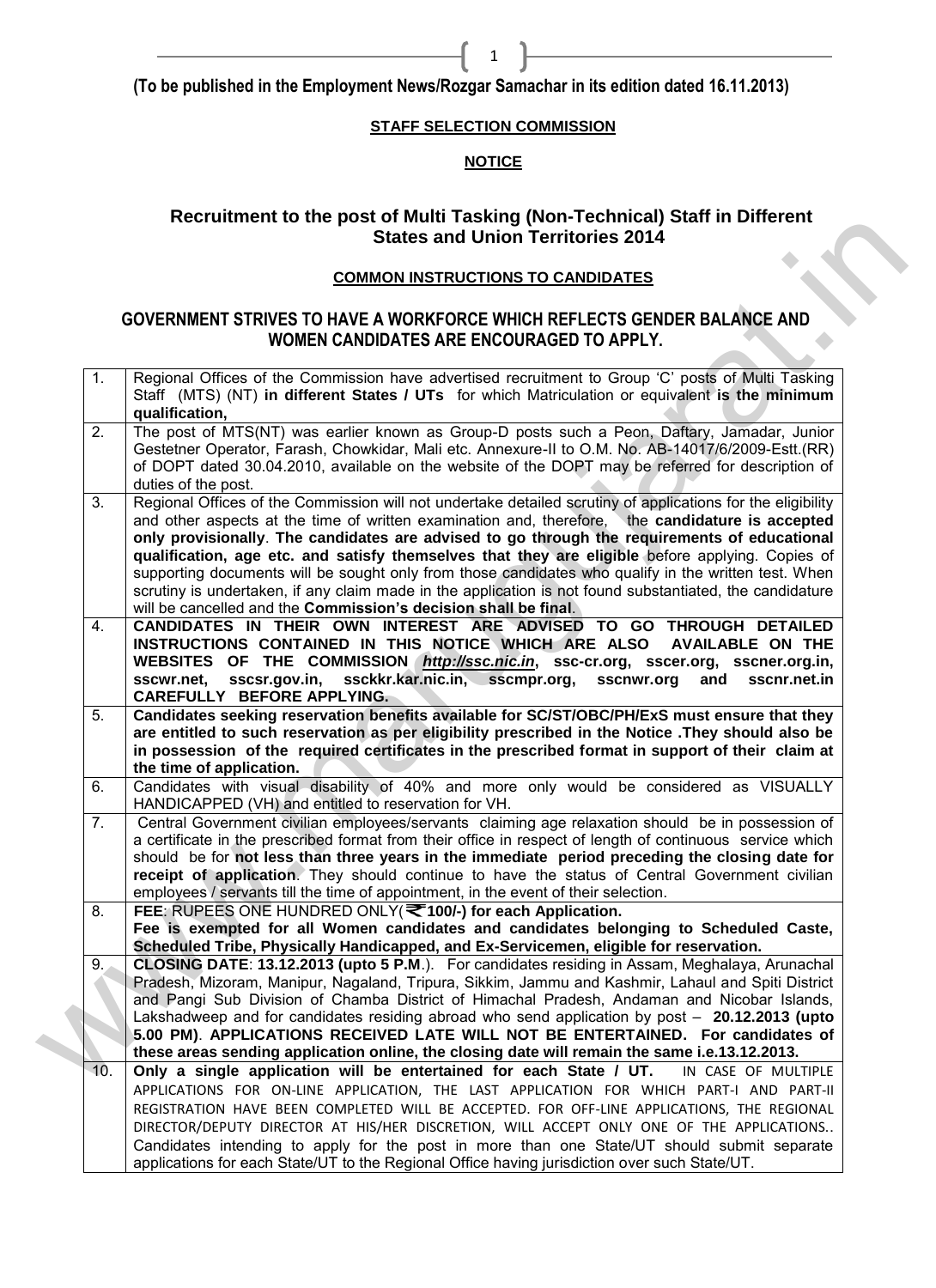**(To be published in the Employment News/Rozgar Samachar in its edition dated 16.11.2013)**

**STAFF SELECTION COMMISSION**

**NOTICE**

## Recruitment to the post of Multi Tasking (Non-Technical) Staff in Different States and Union Territories 2014

**COMMON INSTRUCTIONS TO CANDIDATES**

**GOVERNMENT STRIVES TO HAVE A WORKFORCE WHICH REFLECTS GENDER BALANCE AND WOMEN CANDIDATES ARE ENCOURAGED TO APPLY.**

| | |
|---|---|
| 1. | Regional Offices of the Commission have advertised recruitment to Group 'C' posts of Multi Tasking Staff (MTS) (NT) **in different States / UTs** for which Matriculation or equivalent **is the minimum qualification,** |
| 2. | The post of MTS(NT) was earlier known as Group-D posts such a Peon, Daftary, Jamadar, Junior Gestetner Operator, Farash, Chowkidar, Mali etc. Annexure-II to O.M. No. AB-14017/6/2009-Estt.(RR) of DOPT dated 30.04.2010, available on the website of the DOPT may be referred for description of duties of the post. |
| 3. | Regional Offices of the Commission will not undertake detailed scrutiny of applications for the eligibility and other aspects at the time of written examination and, therefore, the **candidature is accepted only provisionally**. **The candidates are advised to go through the requirements of educational qualification, age etc. and satisfy themselves that they are eligible** before applying. Copies of supporting documents will be sought only from those candidates who qualify in the written test. When scrutiny is undertaken, if any claim made in the application is not found substantiated, the candidature will be cancelled and the **Commission's decision shall be final**. |
| 4. | **CANDIDATES IN THEIR OWN INTEREST ARE ADVISED TO GO THROUGH DETAILED INSTRUCTIONS CONTAINED IN THIS NOTICE WHICH ARE ALSO AVAILABLE ON THE WEBSITES OF THE COMMISSION *http://ssc.nic.in*, ssc-cr.org, sscer.org, sscner.org.in, sscwr.net, sscsr.gov.in, ssckkr.kar.nic.in, sscmpr.org, sscnwr.org and sscnr.net.in CAREFULLY BEFORE APPLYING.** |
| 5. | **Candidates seeking reservation benefits available for SC/ST/OBC/PH/ExS must ensure that they are entitled to such reservation as per eligibility prescribed in the Notice .They should also be in possession of the required certificates in the prescribed format in support of their claim at the time of application.** |
| 6. | Candidates with visual disability of 40% and more only would be considered as VISUALLY HANDICAPPED (VH) and entitled to reservation for VH. |
| 7. | Central Government civilian employees/servants claiming age relaxation should be in possession of a certificate in the prescribed format from their office in respect of length of continuous service which should be for **not less than three years in the immediate period preceding the closing date for receipt of application**. They should continue to have the status of Central Government civilian employees / servants till the time of appointment, in the event of their selection. |
| 8. | **FEE**: RUPEES ONE HUNDRED ONLY(**₹100/-) for each Application.** **Fee is exempted for all Women candidates and candidates belonging to Scheduled Caste, Scheduled Tribe, Physically Handicapped, and Ex-Servicemen, eligible for reservation.** |
| 9. | **CLOSING DATE**: **13.12.2013 (upto 5 P.M**.). For candidates residing in Assam, Meghalaya, Arunachal Pradesh, Mizoram, Manipur, Nagaland, Tripura, Sikkim, Jammu and Kashmir, Lahaul and Spiti District and Pangi Sub Division of Chamba District of Himachal Pradesh, Andaman and Nicobar Islands, Lakshadweep and for candidates residing abroad who send application by post – **20.12.2013 (upto 5.00 PM)**. **APPLICATIONS RECEIVED LATE WILL NOT BE ENTERTAINED. For candidates of these areas sending application online, the closing date will remain the same i.e.13.12.2013.** |
| 10. | **Only a single application will be entertained for each State / UT.** IN CASE OF MULTIPLE APPLICATIONS FOR ON-LINE APPLICATION, THE LAST APPLICATION FOR WHICH PART-I AND PART-II REGISTRATION HAVE BEEN COMPLETED WILL BE ACCEPTED. FOR OFF-LINE APPLICATIONS, THE REGIONAL DIRECTOR/DEPUTY DIRECTOR AT HIS/HER DISCRETION, WILL ACCEPT ONLY ONE OF THE APPLICATIONS.. Candidates intending to apply for the post in more than one State/UT should submit separate applications for each State/UT to the Regional Office having jurisdiction over such State/UT. |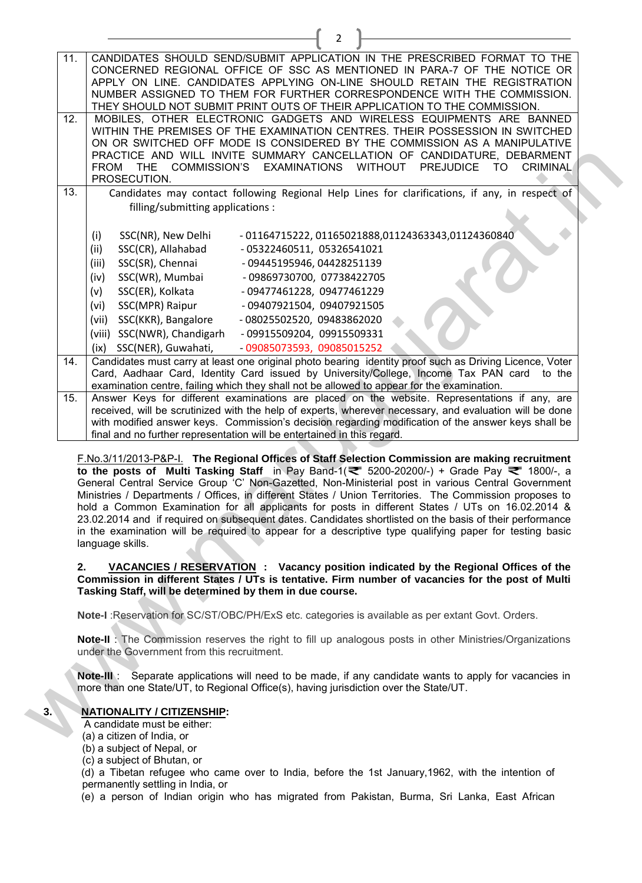| | |
|---|---|
| 11. | CANDIDATES SHOULD SEND/SUBMIT APPLICATION IN THE PRESCRIBED FORMAT TO THE CONCERNED REGIONAL OFFICE OF SSC AS MENTIONED IN PARA-7 OF THE NOTICE OR APPLY ON LINE. CANDIDATES APPLYING ON-LINE SHOULD RETAIN THE REGISTRATION NUMBER ASSIGNED TO THEM FOR FURTHER CORRESPONDENCE WITH THE COMMISSION. THEY SHOULD NOT SUBMIT PRINT OUTS OF THEIR APPLICATION TO THE COMMISSION. |
| 12. | MOBILES, OTHER ELECTRONIC GADGETS AND WIRELESS EQUIPMENTS ARE BANNED WITHIN THE PREMISES OF THE EXAMINATION CENTRES. THEIR POSSESSION IN SWITCHED ON OR SWITCHED OFF MODE IS CONSIDERED BY THE COMMISSION AS A MANIPULATIVE PRACTICE AND WILL INVITE SUMMARY CANCELLATION OF CANDIDATURE, DEBARMENT FROM THE COMMISSION'S EXAMINATIONS WITHOUT PREJUDICE TO CRIMINAL PROSECUTION. |
| 13. | Candidates may contact following Regional Help Lines for clarifications, if any, in respect of filling/submitting applications :<br><br>(i) SSC(NR), New Delhi - 01164715222, 01165021888,01124363343,01124360840<br>(ii) SSC(CR), Allahabad - 05322460511, 05326541021<br>(iii) SSC(SR), Chennai - 09445195946, 04428251139<br>(iv) SSC(WR), Mumbai - 09869730700, 07738422705<br>(v) SSC(ER), Kolkata - 09477461228, 09477461229<br>(vi) SSC(MPR) Raipur - 09407921504, 09407921505<br>(vii) SSC(KKR), Bangalore - 08025502520, 09483862020<br>(viii) SSC(NWR), Chandigarh - 09915509204, 09915509331<br>(ix) SSC(NER), Guwahati, - 09085073593, 09085015252 |
| 14. | Candidates must carry at least one original photo bearing identity proof such as Driving Licence, Voter Card, Aadhaar Card, Identity Card issued by University/College, Income Tax PAN card to the examination centre, failing which they shall not be allowed to appear for the examination. |
| 15. | Answer Keys for different examinations are placed on the website. Representations if any, are received, will be scrutinized with the help of experts, wherever necessary, and evaluation will be done with modified answer keys. Commission's decision regarding modification of the answer keys shall be final and no further representation will be entertained in this regard. |

F.No.3/11/2013-P&P-I. **The Regional Offices of Staff Selection Commission are making recruitment to the posts of Multi Tasking Staff** in Pay Band-1(₹ 5200-20200/-) + Grade Pay ₹ 1800/-, a General Central Service Group 'C' Non-Gazetted, Non-Ministerial post in various Central Government Ministries / Departments / Offices, in different States / Union Territories. The Commission proposes to hold a Common Examination for all applicants for posts in different States / UTs on 16.02.2014 & 23.02.2014 and if required on subsequent dates. Candidates shortlisted on the basis of their performance in the examination will be required to appear for a descriptive type qualifying paper for testing basic language skills.

**2. VACANCIES / RESERVATION : Vacancy position indicated by the Regional Offices of the Commission in different States / UTs is tentative. Firm number of vacancies for the post of Multi Tasking Staff, will be determined by them in due course.**

**Note-I** :Reservation for SC/ST/OBC/PH/ExS etc. categories is available as per extant Govt. Orders.

**Note-II** : The Commission reserves the right to fill up analogous posts in other Ministries/Organizations under the Government from this recruitment.

**Note-III** : Separate applications will need to be made, if any candidate wants to apply for vacancies in more than one State/UT, to Regional Office(s), having jurisdiction over the State/UT.

**3. NATIONALITY / CITIZENSHIP:**

A candidate must be either:

(a) a citizen of India, or

(b) a subject of Nepal, or

(c) a subject of Bhutan, or

(d) a Tibetan refugee who came over to India, before the 1st January,1962, with the intention of permanently settling in India, or

(e) a person of Indian origin who has migrated from Pakistan, Burma, Sri Lanka, East African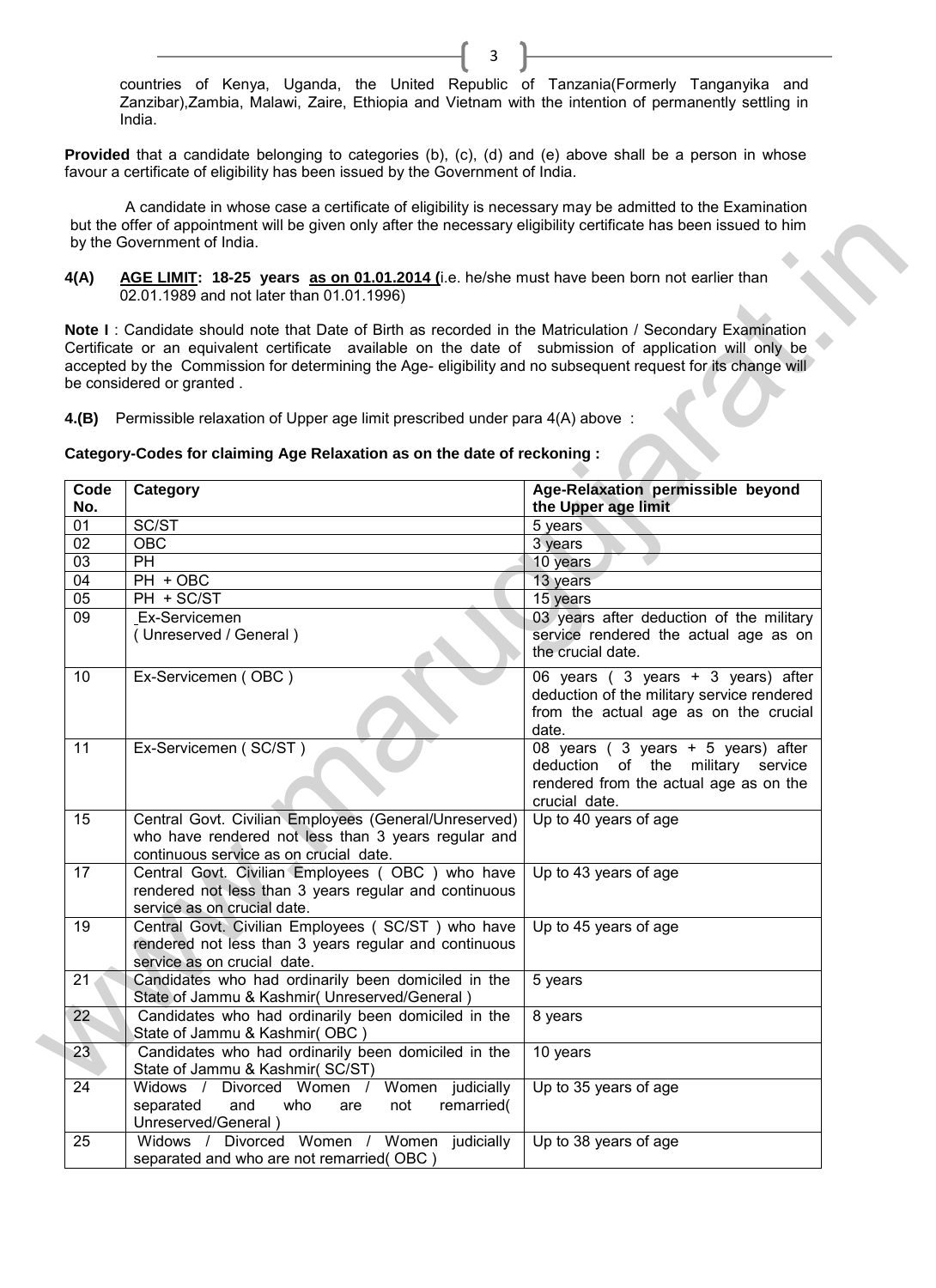countries of Kenya, Uganda, the United Republic of Tanzania(Formerly Tanganyika and Zanzibar),Zambia, Malawi, Zaire, Ethiopia and Vietnam with the intention of permanently settling in India.

**Provided** that a candidate belonging to categories (b), (c), (d) and (e) above shall be a person in whose favour a certificate of eligibility has been issued by the Government of India.

A candidate in whose case a certificate of eligibility is necessary may be admitted to the Examination but the offer of appointment will be given only after the necessary eligibility certificate has been issued to him by the Government of India.

**4(A)** **AGE LIMIT: 18-25 years as on 01.01.2014 (**i.e. he/she must have been born not earlier than 02.01.1989 and not later than 01.01.1996)

**Note I** : Candidate should note that Date of Birth as recorded in the Matriculation / Secondary Examination Certificate or an equivalent certificate available on the date of submission of application will only be accepted by the Commission for determining the Age- eligibility and no subsequent request for its change will be considered or granted .

**4.(B)** Permissible relaxation of Upper age limit prescribed under para 4(A) above :

**Category-Codes for claiming Age Relaxation as on the date of reckoning :**

| Code No. | Category | Age-Relaxation permissible beyond the Upper age limit |
|---|---|---|
| 01 | SC/ST | 5 years |
| 02 | OBC | 3 years |
| 03 | PH | 10 years |
| 04 | PH + OBC | 13 years |
| 05 | PH + SC/ST | 15 years |
| 09 | Ex-Servicemen ( Unreserved / General ) | 03 years after deduction of the military service rendered the actual age as on the crucial date. |
| 10 | Ex-Servicemen ( OBC ) | 06 years ( 3 years + 3 years) after deduction of the military service rendered from the actual age as on the crucial date. |
| 11 | Ex-Servicemen ( SC/ST ) | 08 years ( 3 years + 5 years) after deduction of the military service rendered from the actual age as on the crucial date. |
| 15 | Central Govt. Civilian Employees (General/Unreserved) who have rendered not less than 3 years regular and continuous service as on crucial date. | Up to 40 years of age |
| 17 | Central Govt. Civilian Employees ( OBC ) who have rendered not less than 3 years regular and continuous service as on crucial date. | Up to 43 years of age |
| 19 | Central Govt. Civilian Employees ( SC/ST ) who have rendered not less than 3 years regular and continuous service as on crucial date. | Up to 45 years of age |
| 21 | Candidates who had ordinarily been domiciled in the State of Jammu & Kashmir( Unreserved/General ) | 5 years |
| 22 | Candidates who had ordinarily been domiciled in the State of Jammu & Kashmir( OBC ) | 8 years |
| 23 | Candidates who had ordinarily been domiciled in the State of Jammu & Kashmir( SC/ST) | 10 years |
| 24 | Widows / Divorced Women / Women judicially separated and who are not remarried( Unreserved/General ) | Up to 35 years of age |
| 25 | Widows / Divorced Women / Women judicially separated and who are not remarried( OBC ) | Up to 38 years of age |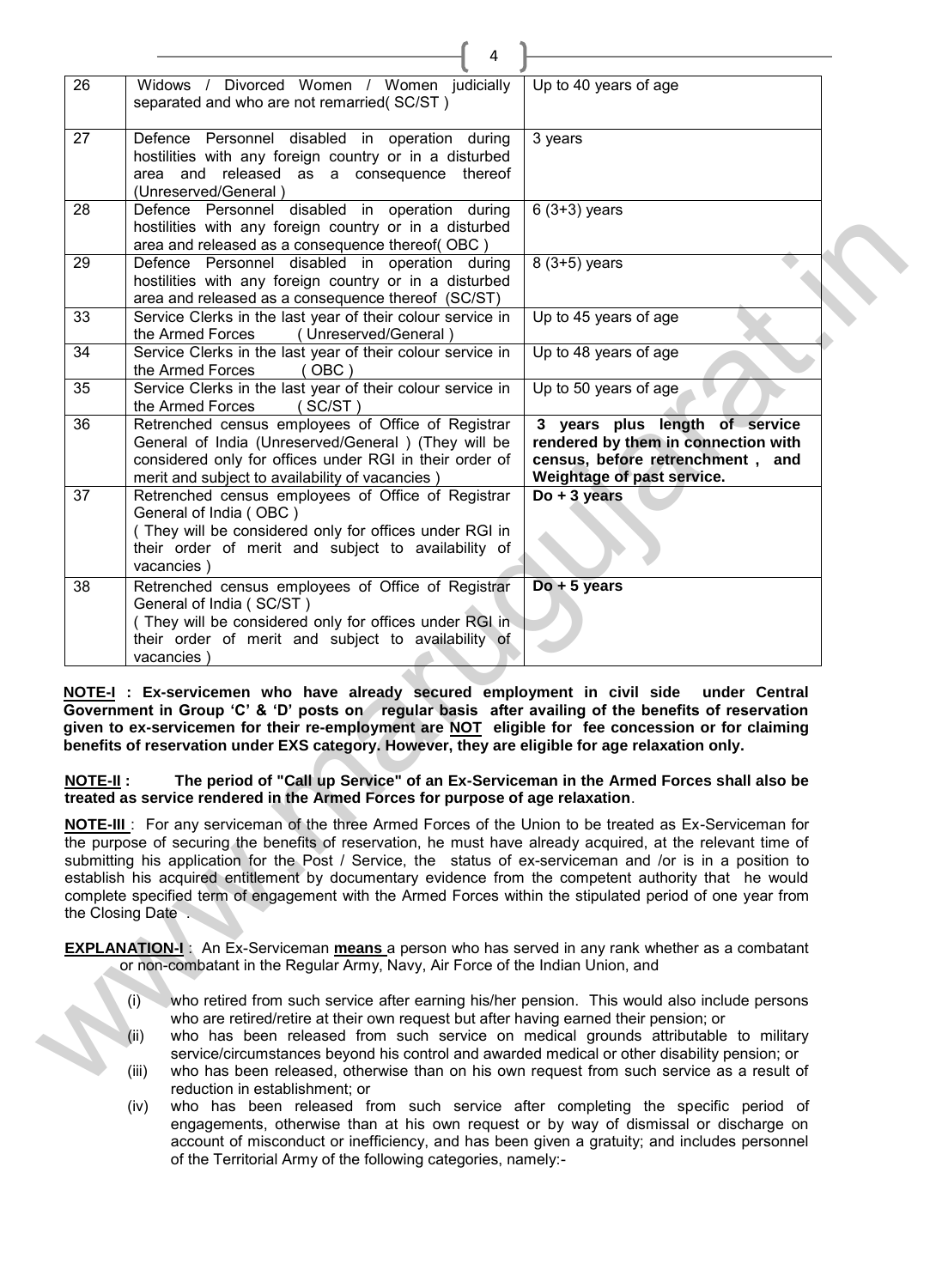| | | |
|---|---|---|
| 26 | Widows / Divorced Women / Women judicially separated and who are not remarried( SC/ST ) | Up to 40 years of age |
| 27 | Defence Personnel disabled in operation during hostilities with any foreign country or in a disturbed area and released as a consequence thereof (Unreserved/General ) | 3 years |
| 28 | Defence Personnel disabled in operation during hostilities with any foreign country or in a disturbed area and released as a consequence thereof( OBC ) | 6 (3+3) years |
| 29 | Defence Personnel disabled in operation during hostilities with any foreign country or in a disturbed area and released as a consequence thereof (SC/ST) | 8 (3+5) years |
| 33 | Service Clerks in the last year of their colour service in the Armed Forces (Unreserved/General ) | Up to 45 years of age |
| 34 | Service Clerks in the last year of their colour service in the Armed Forces ( OBC ) | Up to 48 years of age |
| 35 | Service Clerks in the last year of their colour service in the Armed Forces ( SC/ST ) | Up to 50 years of age |
| 36 | Retrenched census employees of Office of Registrar General of India (Unreserved/General ) (They will be considered only for offices under RGI in their order of merit and subject to availability of vacancies ) | **3 years plus length of service rendered by them in connection with census, before retrenchment , and Weightage of past service.** |
| 37 | Retrenched census employees of Office of Registrar General of India ( OBC ) ( They will be considered only for offices under RGI in their order of merit and subject to availability of vacancies ) | **Do + 3 years** |
| 38 | Retrenched census employees of Office of Registrar General of India ( SC/ST ) ( They will be considered only for offices under RGI in their order of merit and subject to availability of vacancies ) | **Do + 5 years** |

**NOTE-I : Ex-servicemen who have already secured employment in civil side under Central Government in Group 'C' & 'D' posts on regular basis after availing of the benefits of reservation given to ex-servicemen for their re-employment are NOT eligible for fee concession or for claiming benefits of reservation under EXS category. However, they are eligible for age relaxation only.**

**NOTE-II : The period of "Call up Service" of an Ex-Serviceman in the Armed Forces shall also be treated as service rendered in the Armed Forces for purpose of age relaxation**.

**NOTE-III** : For any serviceman of the three Armed Forces of the Union to be treated as Ex-Serviceman for the purpose of securing the benefits of reservation, he must have already acquired, at the relevant time of submitting his application for the Post / Service, the status of ex-serviceman and /or is in a position to establish his acquired entitlement by documentary evidence from the competent authority that he would complete specified term of engagement with the Armed Forces within the stipulated period of one year from the Closing Date .

**EXPLANATION-I** : An Ex-Serviceman **means** a person who has served in any rank whether as a combatant or non-combatant in the Regular Army, Navy, Air Force of the Indian Union, and

(i) who retired from such service after earning his/her pension. This would also include persons who are retired/retire at their own request but after having earned their pension; or

(ii) who has been released from such service on medical grounds attributable to military service/circumstances beyond his control and awarded medical or other disability pension; or

(iii) who has been released, otherwise than on his own request from such service as a result of reduction in establishment; or

(iv) who has been released from such service after completing the specific period of engagements, otherwise than at his own request or by way of dismissal or discharge on account of misconduct or inefficiency, and has been given a gratuity; and includes personnel of the Territorial Army of the following categories, namely:-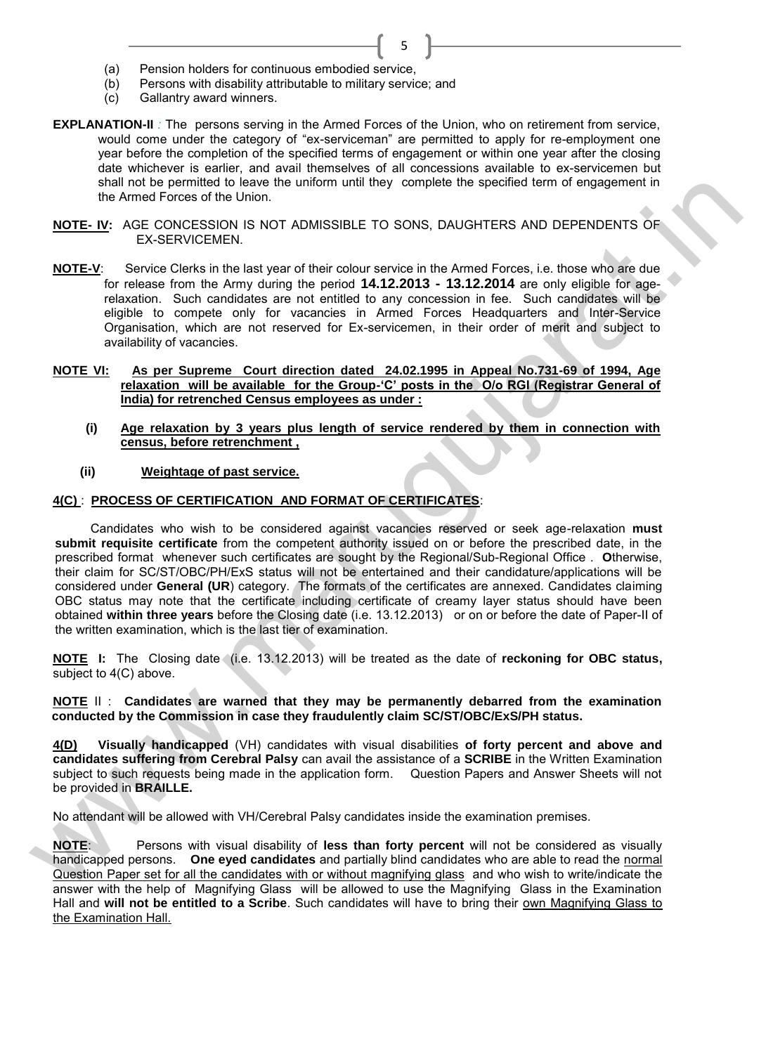(a) Pension holders for continuous embodied service,
(b) Persons with disability attributable to military service; and
(c) Gallantry award winners.

**EXPLANATION-II** : The persons serving in the Armed Forces of the Union, who on retirement from service, would come under the category of "ex-serviceman" are permitted to apply for re-employment one year before the completion of the specified terms of engagement or within one year after the closing date whichever is earlier, and avail themselves of all concessions available to ex-servicemen but shall not be permitted to leave the uniform until they complete the specified term of engagement in the Armed Forces of the Union.

**NOTE- IV:** AGE CONCESSION IS NOT ADMISSIBLE TO SONS, DAUGHTERS AND DEPENDENTS OF EX-SERVICEMEN.

**NOTE-V**: Service Clerks in the last year of their colour service in the Armed Forces, i.e. those who are due for release from the Army during the period **14.12.2013 - 13.12.2014** are only eligible for age-relaxation. Such candidates are not entitled to any concession in fee. Such candidates will be eligible to compete only for vacancies in Armed Forces Headquarters and Inter-Service Organisation, which are not reserved for Ex-servicemen, in their order of merit and subject to availability of vacancies.

**NOTE VI: As per Supreme Court direction dated 24.02.1995 in Appeal No.731-69 of 1994, Age relaxation will be available for the Group-'C' posts in the O/o RGI (Registrar General of India) for retrenched Census employees as under :**

**(i) Age relaxation by 3 years plus length of service rendered by them in connection with census, before retrenchment ,**

**(ii) Weightage of past service.**

**4(C) : PROCESS OF CERTIFICATION AND FORMAT OF CERTIFICATES**:

Candidates who wish to be considered against vacancies reserved or seek age-relaxation **must submit requisite certificate** from the competent authority issued on or before the prescribed date, in the prescribed format whenever such certificates are sought by the Regional/Sub-Regional Office . **O**therwise, their claim for SC/ST/OBC/PH/ExS status will not be entertained and their candidature/applications will be considered under **General (UR**) category. The formats of the certificates are annexed. Candidates claiming OBC status may note that the certificate including certificate of creamy layer status should have been obtained **within three years** before the Closing date (i.e. 13.12.2013) or on or before the date of Paper-II of the written examination, which is the last tier of examination.

**NOTE I:** The Closing date (i.e. 13.12.2013) will be treated as the date of **reckoning for OBC status,** subject to 4(C) above.

**NOTE** II : **Candidates are warned that they may be permanently debarred from the examination conducted by the Commission in case they fraudulently claim SC/ST/OBC/ExS/PH status.**

**4(D) Visually handicapped** (VH) candidates with visual disabilities **of forty percent and above and candidates suffering from Cerebral Palsy** can avail the assistance of a **SCRIBE** in the Written Examination subject to such requests being made in the application form. Question Papers and Answer Sheets will not be provided in **BRAILLE.**

No attendant will be allowed with VH/Cerebral Palsy candidates inside the examination premises.

**NOTE**: Persons with visual disability of **less than forty percent** will not be considered as visually handicapped persons. **One eyed candidates** and partially blind candidates who are able to read the normal Question Paper set for all the candidates with or without magnifying glass and who wish to write/indicate the answer with the help of Magnifying Glass will be allowed to use the Magnifying Glass in the Examination Hall and **will not be entitled to a Scribe**. Such candidates will have to bring their own Magnifying Glass to the Examination Hall.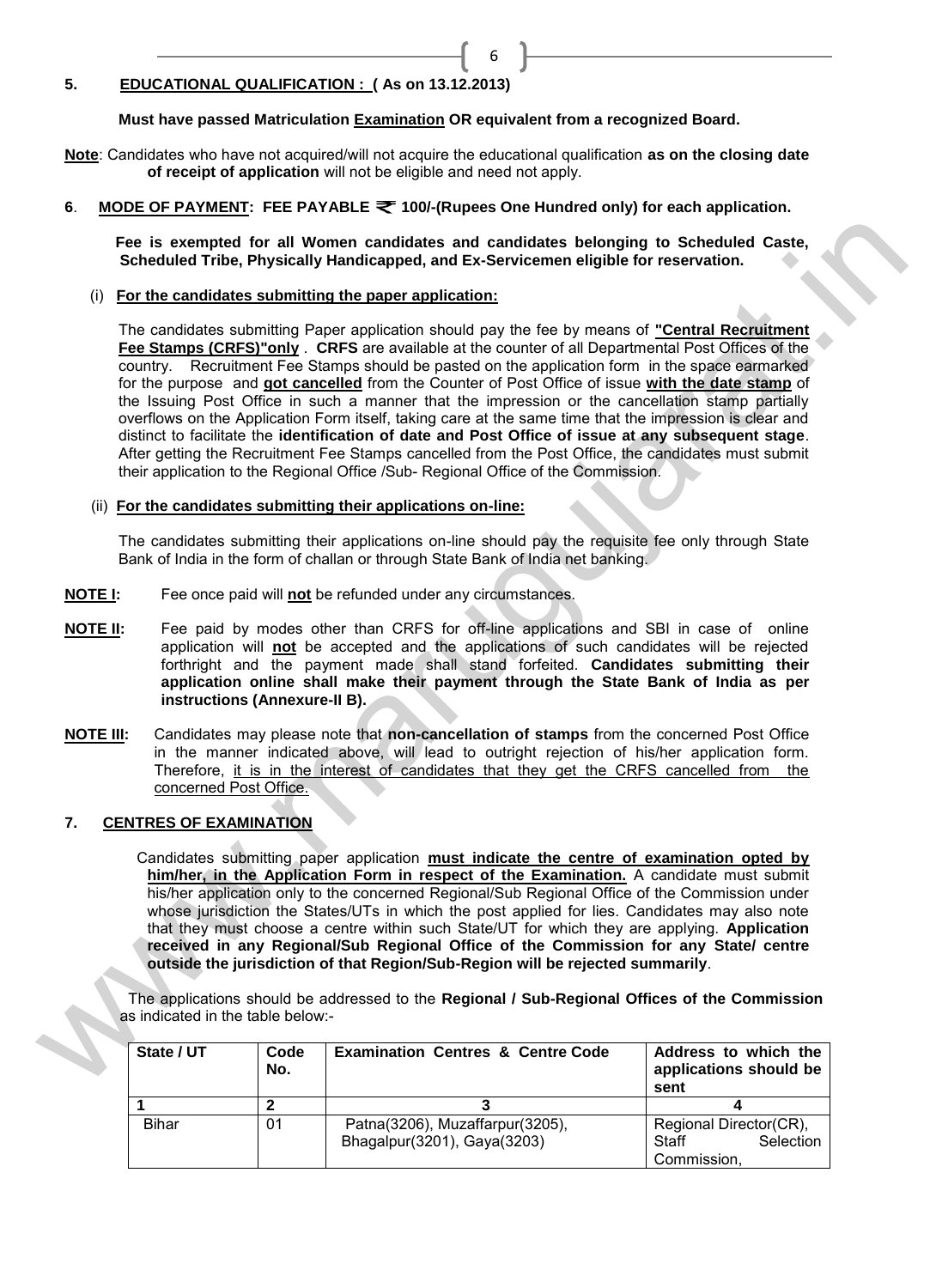## 5. EDUCATIONAL QUALIFICATION : ( As on 13.12.2013)

**Must have passed Matriculation Examination OR equivalent from a recognized Board.**

**Note**: Candidates who have not acquired/will not acquire the educational qualification **as on the closing date of receipt of application** will not be eligible and need not apply.

## 6. MODE OF PAYMENT: FEE PAYABLE ₹ 100/-(Rupees One Hundred only) for each application.

**Fee is exempted for all Women candidates and candidates belonging to Scheduled Caste, Scheduled Tribe, Physically Handicapped, and Ex-Servicemen eligible for reservation.**

(i) **For the candidates submitting the paper application:**

The candidates submitting Paper application should pay the fee by means of **"Central Recruitment Fee Stamps (CRFS)"only** . **CRFS** are available at the counter of all Departmental Post Offices of the country. Recruitment Fee Stamps should be pasted on the application form in the space earmarked for the purpose and **got cancelled** from the Counter of Post Office of issue **with the date stamp** of the Issuing Post Office in such a manner that the impression or the cancellation stamp partially overflows on the Application Form itself, taking care at the same time that the impression is clear and distinct to facilitate the **identification of date and Post Office of issue at any subsequent stage**. After getting the Recruitment Fee Stamps cancelled from the Post Office, the candidates must submit their application to the Regional Office /Sub- Regional Office of the Commission.

(ii) **For the candidates submitting their applications on-line:**

The candidates submitting their applications on-line should pay the requisite fee only through State Bank of India in the form of challan or through State Bank of India net banking.

**NOTE I:** Fee once paid will **not** be refunded under any circumstances.

**NOTE II:** Fee paid by modes other than CRFS for off-line applications and SBI in case of online application will **not** be accepted and the applications of such candidates will be rejected forthright and the payment made shall stand forfeited. **Candidates submitting their application online shall make their payment through the State Bank of India as per instructions (Annexure-II B).**

**NOTE III:** Candidates may please note that **non-cancellation of stamps** from the concerned Post Office in the manner indicated above, will lead to outright rejection of his/her application form. Therefore, it is in the interest of candidates that they get the CRFS cancelled from the concerned Post Office.

## 7. CENTRES OF EXAMINATION

Candidates submitting paper application **must indicate the centre of examination opted by him/her, in the Application Form in respect of the Examination.** A candidate must submit his/her application only to the concerned Regional/Sub Regional Office of the Commission under whose jurisdiction the States/UTs in which the post applied for lies. Candidates may also note that they must choose a centre within such State/UT for which they are applying. **Application received in any Regional/Sub Regional Office of the Commission for any State/ centre outside the jurisdiction of that Region/Sub-Region will be rejected summarily**.

The applications should be addressed to the **Regional / Sub-Regional Offices of the Commission** as indicated in the table below:-

| State / UT | Code No. | Examination Centres & Centre Code | Address to which the applications should be sent |
|---|---|---|---|
| 1 | 2 | 3 | 4 |
| Bihar | 01 | Patna(3206), Muzaffarpur(3205), Bhagalpur(3201), Gaya(3203) | Regional Director(CR), Staff Selection Commission, |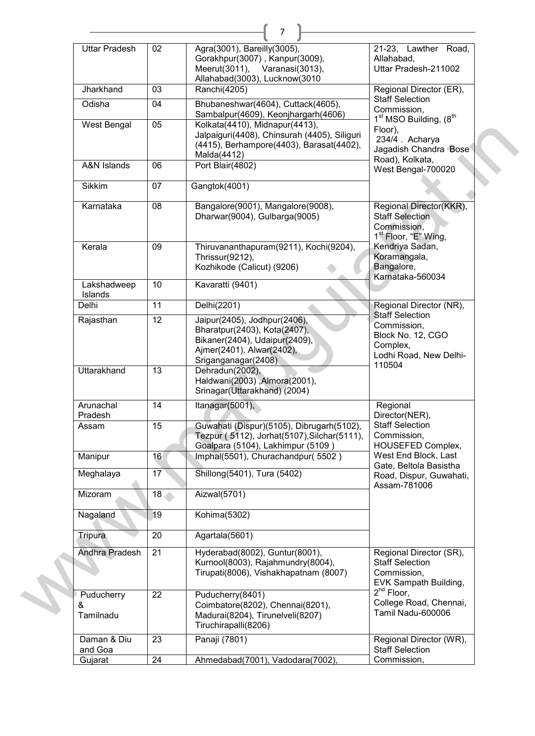| Uttar Pradesh | 02 | Agra(3001), Bareilly(3005), Gorakhpur(3007) , Kanpur(3009), Meerut(3011), Varanasi(3013), Allahabad(3003), Lucknow(3010 | 21-23, Lawther Road, Allahabad, Uttar Pradesh-211002 |
|---|---|---|---|
| Jharkhand | 03 | Ranchi(4205) | Regional Director (ER), Staff Selection Commission, 1st MSO Building, (8th Floor), 234/4 . Acharya Jagadish Chandra Bose Road), Kolkata, West Bengal-700020 |
| Odisha | 04 | Bhubaneshwar(4604), Cuttack(4605), Sambalpur(4609), Keonjhargarh(4606) | |
| West Bengal | 05 | Kolkata(4410), Midnapur(4413), Jalpaiguri(4408), Chinsurah (4405), Siliguri (4415), Berhampore(4403), Barasat(4402), Malda(4412) | |
| A&N Islands | 06 | Port Blair(4802) | |
| Sikkim | 07 | Gangtok(4001) | |
| Karnataka | 08 | Bangalore(9001), Mangalore(9008), Dharwar(9004), Gulbarga(9005) | Regional Director(KKR), Staff Selection Commission, 1st Floor, "E" Wing, Kendriya Sadan, Koramangala, Bangalore, Karnataka-560034 |
| Kerala | 09 | Thiruvananthapuram(9211), Kochi(9204), Thrissur(9212), Kozhikode (Calicut) (9206) | |
| Lakshadweep Islands | 10 | Kavaratti (9401) | |
| Delhi | 11 | Delhi(2201) | Regional Director (NR), Staff Selection Commission, Block No. 12, CGO Complex, Lodhi Road, New Delhi-110504 |
| Rajasthan | 12 | Jaipur(2405), Jodhpur(2406), Bharatpur(2403), Kota(2407), Bikaner(2404), Udaipur(2409), Ajmer(2401), Alwar(2402), Sriganganagar(2408) | |
| Uttarakhand | 13 | Dehradun(2002), Haldwani(2003) ,Almora(2001), Srinagar(Uttarakhand) (2004) | |
| Arunachal Pradesh | 14 | Itanagar(5001), | Regional Director(NER), Staff Selection Commission, HOUSEFED Complex, West End Block, Last Gate, Beltola Basistha Road, Dispur, Guwahati, Assam-781006 |
| Assam | 15 | Guwahati (Dispur)(5105), Dibrugarh(5102), Tezpur ( 5112), Jorhat(5107),Silchar(5111), Goalpara (5104), Lakhimpur (5109 ) | |
| Manipur | 16 | Imphal(5501), Churachandpur( 5502 ) | |
| Meghalaya | 17 | Shillong(5401), Tura (5402) | |
| Mizoram | 18 | Aizwal(5701) | |
| Nagaland | 19 | Kohima(5302) | |
| Tripura | 20 | Agartala(5601) | |
| Andhra Pradesh | 21 | Hyderabad(8002), Guntur(8001), Kurnool(8003), Rajahmundry(8004), Tirupati(8006), Vishakhapatnam (8007) | Regional Director (SR), Staff Selection Commission, EVK Sampath Building, 2nd Floor, College Road, Chennai, Tamil Nadu-600006 |
| Puducherry & Tamilnadu | 22 | Puducherry(8401) Coimbatore(8202), Chennai(8201), Madurai(8204), Tirunelveli(8207) Tiruchirapalli(8206) | |
| Daman & Diu and Goa | 23 | Panaji (7801) | Regional Director (WR), Staff Selection Commission, |
| Gujarat | 24 | Ahmedabad(7001), Vadodara(7002), | |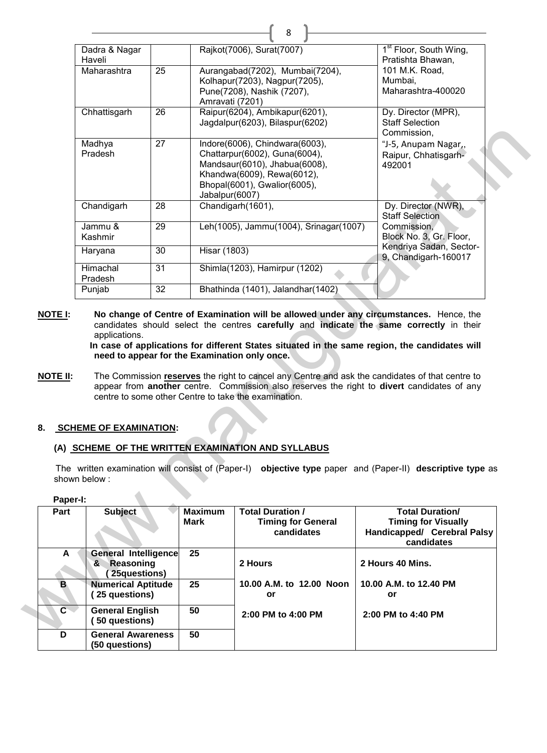| Dadra & Nagar Haveli | | Rajkot(7006), Surat(7007) | 1st Floor, South Wing, Pratishta Bhawan, 101 M.K. Road, Mumbai, Maharashtra-400020 |
|---|---|---|---|
| Maharashtra | 25 | Aurangabad(7202), Mumbai(7204), Kolhapur(7203), Nagpur(7205), Pune(7208), Nashik (7207), Amravati (7201) | |
| Chhattisgarh | 26 | Raipur(6204), Ambikapur(6201), Jagdalpur(6203), Bilaspur(6202) | Dy. Director (MPR), Staff Selection Commission, "J-5, Anupam Nagar,, Raipur, Chhatisgarh-492001 |
| Madhya Pradesh | 27 | Indore(6006), Chindwara(6003), Chattarpur(6002), Guna(6004), Mandsaur(6010), Jhabua(6008), Khandwa(6009), Rewa(6012), Bhopal(6001), Gwalior(6005), Jabalpur(6007) | |
| Chandigarh | 28 | Chandigarh(1601), | Dy. Director (NWR), Staff Selection Commission, Block No. 3, Gr. Floor, Kendriya Sadan, Sector-9, Chandigarh-160017 |
| Jammu & Kashmir | 29 | Leh(1005), Jammu(1004), Srinagar(1007) | |
| Haryana | 30 | Hisar (1803) | |
| Himachal Pradesh | 31 | Shimla(1203), Hamirpur (1202) | |
| Punjab | 32 | Bhathinda (1401), Jalandhar(1402) | |

**NOTE I:** **No change of Centre of Examination will be allowed under any circumstances.** Hence, the candidates should select the centres **carefully** and **indicate the same correctly** in their applications.

**In case of applications for different States situated in the same region, the candidates will need to appear for the Examination only once.**

**NOTE II:** The Commission **reserves** the right to cancel any Centre and ask the candidates of that centre to appear from **another** centre. Commission also reserves the right to **divert** candidates of any centre to some other Centre to take the examination.

## 8. SCHEME OF EXAMINATION:

### (A) SCHEME OF THE WRITTEN EXAMINATION AND SYLLABUS

The written examination will consist of (Paper-I) **objective type** paper and (Paper-II) **descriptive type** as shown below :

**Paper-I:**

| Part | Subject | Maximum Mark | Total Duration / Timing for General candidates | Total Duration/ Timing for Visually Handicapped/ Cerebral Palsy candidates |
|---|---|---|---|---|
| A | General Intelligence & Reasoning (25questions) | 25 | 2 Hours | 2 Hours 40 Mins. |
| B | Numerical Aptitude (25 questions) | 25 | 10.00 A.M. to 12.00 Noon or | 10.00 A.M. to 12.40 PM or |
| C | General English (50 questions) | 50 | 2:00 PM to 4:00 PM | 2:00 PM to 4:40 PM |
| D | General Awareness (50 questions) | 50 | | |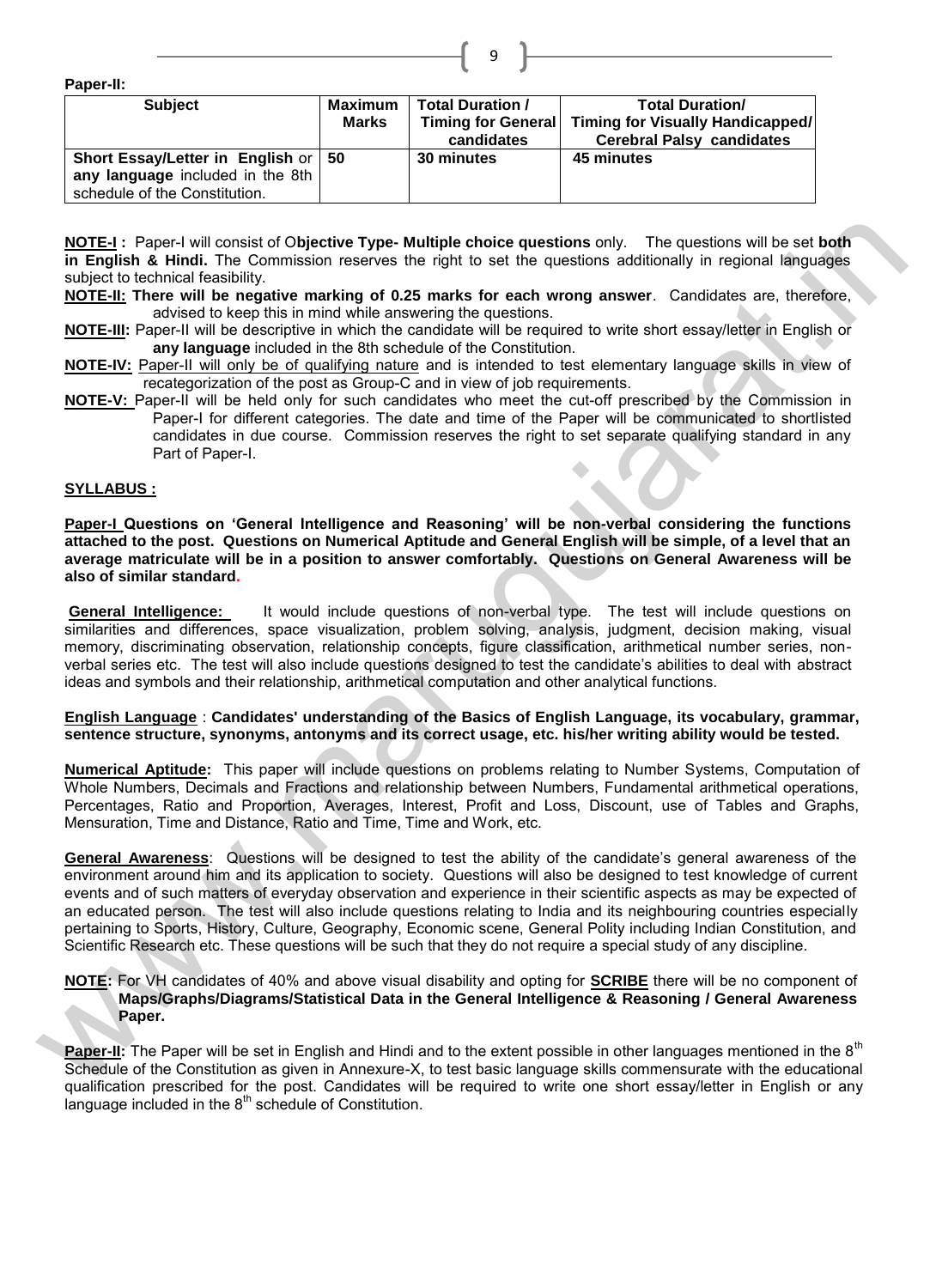**Paper-II:**

| Subject | Maximum Marks | Total Duration / Timing for General candidates | Total Duration/ Timing for Visually Handicapped/ Cerebral Palsy candidates |
|---|---|---|---|
| **Short Essay/Letter in English** or **any language** included in the 8th schedule of the Constitution. | **50** | **30 minutes** | **45 minutes** |

**NOTE-I :** Paper-I will consist of O**bjective Type- Multiple choice questions** only. The questions will be set **both in English & Hindi.** The Commission reserves the right to set the questions additionally in regional languages subject to technical feasibility.

**NOTE-II: There will be negative marking of 0.25 marks for each wrong answer**. Candidates are, therefore, advised to keep this in mind while answering the questions.

**NOTE-III:** Paper-II will be descriptive in which the candidate will be required to write short essay/letter in English or **any language** included in the 8th schedule of the Constitution.

**NOTE-IV:** Paper-II will only be of qualifying nature and is intended to test elementary language skills in view of recategorization of the post as Group-C and in view of job requirements.

**NOTE-V:** Paper-II will be held only for such candidates who meet the cut-off prescribed by the Commission in Paper-I for different categories. The date and time of the Paper will be communicated to shortlisted candidates in due course. Commission reserves the right to set separate qualifying standard in any Part of Paper-I.

## SYLLABUS :

**Paper-I Questions on 'General Intelligence and Reasoning' will be non-verbal considering the functions attached to the post. Questions on Numerical Aptitude and General English will be simple, of a level that an average matriculate will be in a position to answer comfortably. Questions on General Awareness will be also of similar standard.**

**General Intelligence:** It would include questions of non-verbal type. The test will include questions on similarities and differences, space visualization, problem solving, analysis, judgment, decision making, visual memory, discriminating observation, relationship concepts, figure classification, arithmetical number series, non-verbal series etc. The test will also include questions designed to test the candidate's abilities to deal with abstract ideas and symbols and their relationship, arithmetical computation and other analytical functions.

**English Language** : **Candidates' understanding of the Basics of English Language, its vocabulary, grammar, sentence structure, synonyms, antonyms and its correct usage, etc. his/her writing ability would be tested.**

**Numerical Aptitude:** This paper will include questions on problems relating to Number Systems, Computation of Whole Numbers, Decimals and Fractions and relationship between Numbers, Fundamental arithmetical operations, Percentages, Ratio and Proportion, Averages, Interest, Profit and Loss, Discount, use of Tables and Graphs, Mensuration, Time and Distance, Ratio and Time, Time and Work, etc.

**General Awareness**: Questions will be designed to test the ability of the candidate's general awareness of the environment around him and its application to society. Questions will also be designed to test knowledge of current events and of such matters of everyday observation and experience in their scientific aspects as may be expected of an educated person. The test will also include questions relating to India and its neighbouring countries especially pertaining to Sports, History, Culture, Geography, Economic scene, General Polity including Indian Constitution, and Scientific Research etc. These questions will be such that they do not require a special study of any discipline.

**NOTE:** For VH candidates of 40% and above visual disability and opting for **SCRIBE** there will be no component of **Maps/Graphs/Diagrams/Statistical Data in the General Intelligence & Reasoning / General Awareness Paper.**

**Paper-II:** The Paper will be set in English and Hindi and to the extent possible in other languages mentioned in the 8th Schedule of the Constitution as given in Annexure-X, to test basic language skills commensurate with the educational qualification prescribed for the post. Candidates will be required to write one short essay/letter in English or any language included in the 8th schedule of Constitution.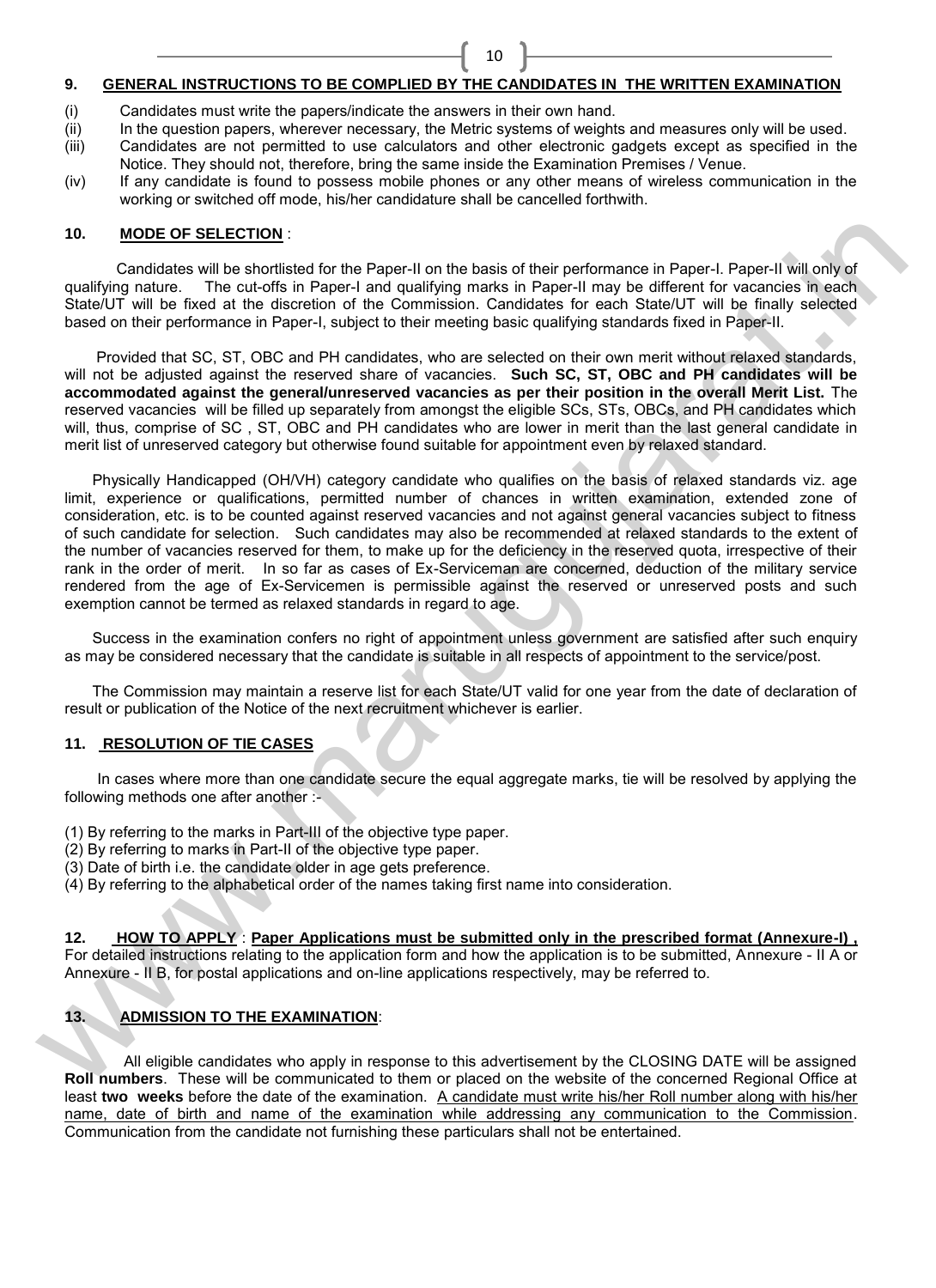## 9. GENERAL INSTRUCTIONS TO BE COMPLIED BY THE CANDIDATES IN THE WRITTEN EXAMINATION

(i) Candidates must write the papers/indicate the answers in their own hand.

(ii) In the question papers, wherever necessary, the Metric systems of weights and measures only will be used.

(iii) Candidates are not permitted to use calculators and other electronic gadgets except as specified in the Notice. They should not, therefore, bring the same inside the Examination Premises / Venue.

(iv) If any candidate is found to possess mobile phones or any other means of wireless communication in the working or switched off mode, his/her candidature shall be cancelled forthwith.

## 10. MODE OF SELECTION :

Candidates will be shortlisted for the Paper-II on the basis of their performance in Paper-I. Paper-II will only of qualifying nature. The cut-offs in Paper-I and qualifying marks in Paper-II may be different for vacancies in each State/UT will be fixed at the discretion of the Commission. Candidates for each State/UT will be finally selected based on their performance in Paper-I, subject to their meeting basic qualifying standards fixed in Paper-II.

Provided that SC, ST, OBC and PH candidates, who are selected on their own merit without relaxed standards, will not be adjusted against the reserved share of vacancies. **Such SC, ST, OBC and PH candidates will be accommodated against the general/unreserved vacancies as per their position in the overall Merit List.** The reserved vacancies will be filled up separately from amongst the eligible SCs, STs, OBCs, and PH candidates which will, thus, comprise of SC , ST, OBC and PH candidates who are lower in merit than the last general candidate in merit list of unreserved category but otherwise found suitable for appointment even by relaxed standard.

Physically Handicapped (OH/VH) category candidate who qualifies on the basis of relaxed standards viz. age limit, experience or qualifications, permitted number of chances in written examination, extended zone of consideration, etc. is to be counted against reserved vacancies and not against general vacancies subject to fitness of such candidate for selection. Such candidates may also be recommended at relaxed standards to the extent of the number of vacancies reserved for them, to make up for the deficiency in the reserved quota, irrespective of their rank in the order of merit. In so far as cases of Ex-Serviceman are concerned, deduction of the military service rendered from the age of Ex-Servicemen is permissible against the reserved or unreserved posts and such exemption cannot be termed as relaxed standards in regard to age.

Success in the examination confers no right of appointment unless government are satisfied after such enquiry as may be considered necessary that the candidate is suitable in all respects of appointment to the service/post.

The Commission may maintain a reserve list for each State/UT valid for one year from the date of declaration of result or publication of the Notice of the next recruitment whichever is earlier.

## 11. RESOLUTION OF TIE CASES

In cases where more than one candidate secure the equal aggregate marks, tie will be resolved by applying the following methods one after another :-

(1) By referring to the marks in Part-III of the objective type paper.

(2) By referring to marks in Part-II of the objective type paper.

(3) Date of birth i.e. the candidate older in age gets preference.

(4) By referring to the alphabetical order of the names taking first name into consideration.

## 12. HOW TO APPLY : Paper Applications must be submitted only in the prescribed format (Annexure-I) ,

For detailed instructions relating to the application form and how the application is to be submitted, Annexure - II A or Annexure - II B, for postal applications and on-line applications respectively, may be referred to.

## 13. ADMISSION TO THE EXAMINATION:

All eligible candidates who apply in response to this advertisement by the CLOSING DATE will be assigned **Roll numbers**. These will be communicated to them or placed on the website of the concerned Regional Office at least **two weeks** before the date of the examination. A candidate must write his/her Roll number along with his/her name, date of birth and name of the examination while addressing any communication to the Commission. Communication from the candidate not furnishing these particulars shall not be entertained.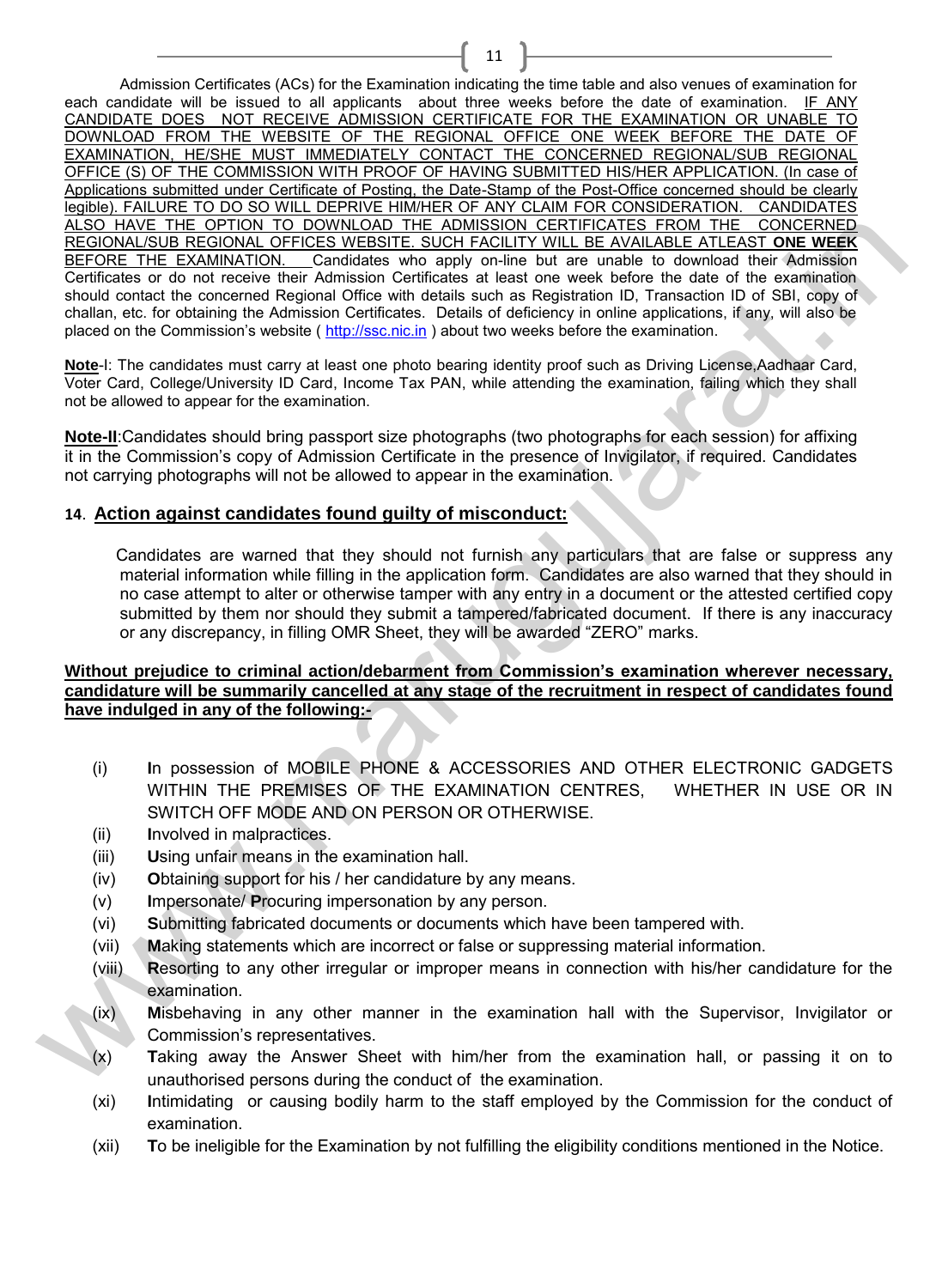Admission Certificates (ACs) for the Examination indicating the time table and also venues of examination for each candidate will be issued to all applicants about three weeks before the date of examination. IF ANY CANDIDATE DOES NOT RECEIVE ADMISSION CERTIFICATE FOR THE EXAMINATION OR UNABLE TO DOWNLOAD FROM THE WEBSITE OF THE REGIONAL OFFICE ONE WEEK BEFORE THE DATE OF EXAMINATION, HE/SHE MUST IMMEDIATELY CONTACT THE CONCERNED REGIONAL/SUB REGIONAL OFFICE (S) OF THE COMMISSION WITH PROOF OF HAVING SUBMITTED HIS/HER APPLICATION. (In case of Applications submitted under Certificate of Posting, the Date-Stamp of the Post-Office concerned should be clearly legible). FAILURE TO DO SO WILL DEPRIVE HIM/HER OF ANY CLAIM FOR CONSIDERATION. CANDIDATES ALSO HAVE THE OPTION TO DOWNLOAD THE ADMISSION CERTIFICATES FROM THE CONCERNED REGIONAL/SUB REGIONAL OFFICES WEBSITE. SUCH FACILITY WILL BE AVAILABLE ATLEAST **ONE WEEK** BEFORE THE EXAMINATION. Candidates who apply on-line but are unable to download their Admission Certificates or do not receive their Admission Certificates at least one week before the date of the examination should contact the concerned Regional Office with details such as Registration ID, Transaction ID of SBI, copy of challan, etc. for obtaining the Admission Certificates. Details of deficiency in online applications, if any, will also be placed on the Commission's website ( http://ssc.nic.in ) about two weeks before the examination.

**Note**-I: The candidates must carry at least one photo bearing identity proof such as Driving License,Aadhaar Card, Voter Card, College/University ID Card, Income Tax PAN, while attending the examination, failing which they shall not be allowed to appear for the examination.

**Note-II**:Candidates should bring passport size photographs (two photographs for each session) for affixing it in the Commission's copy of Admission Certificate in the presence of Invigilator, if required. Candidates not carrying photographs will not be allowed to appear in the examination.

## 14. Action against candidates found guilty of misconduct:

Candidates are warned that they should not furnish any particulars that are false or suppress any material information while filling in the application form. Candidates are also warned that they should in no case attempt to alter or otherwise tamper with any entry in a document or the attested certified copy submitted by them nor should they submit a tampered/fabricated document. If there is any inaccuracy or any discrepancy, in filling OMR Sheet, they will be awarded "ZERO" marks.

**Without prejudice to criminal action/debarment from Commission's examination wherever necessary, candidature will be summarily cancelled at any stage of the recruitment in respect of candidates found have indulged in any of the following:-**

- (i) **I**n possession of MOBILE PHONE & ACCESSORIES AND OTHER ELECTRONIC GADGETS WITHIN THE PREMISES OF THE EXAMINATION CENTRES, WHETHER IN USE OR IN SWITCH OFF MODE AND ON PERSON OR OTHERWISE.
- (ii) **I**nvolved in malpractices.
- (iii) **U**sing unfair means in the examination hall.
- (iv) **O**btaining support for his / her candidature by any means.
- (v) **I**mpersonate/ **P**rocuring impersonation by any person.
- (vi) **S**ubmitting fabricated documents or documents which have been tampered with.
- (vii) **M**aking statements which are incorrect or false or suppressing material information.
- (viii) **R**esorting to any other irregular or improper means in connection with his/her candidature for the examination.
- (ix) **M**isbehaving in any other manner in the examination hall with the Supervisor, Invigilator or Commission's representatives.
- (x) **T**aking away the Answer Sheet with him/her from the examination hall, or passing it on to unauthorised persons during the conduct of the examination.
- (xi) **I**ntimidating or causing bodily harm to the staff employed by the Commission for the conduct of examination.
- (xii) **T**o be ineligible for the Examination by not fulfilling the eligibility conditions mentioned in the Notice.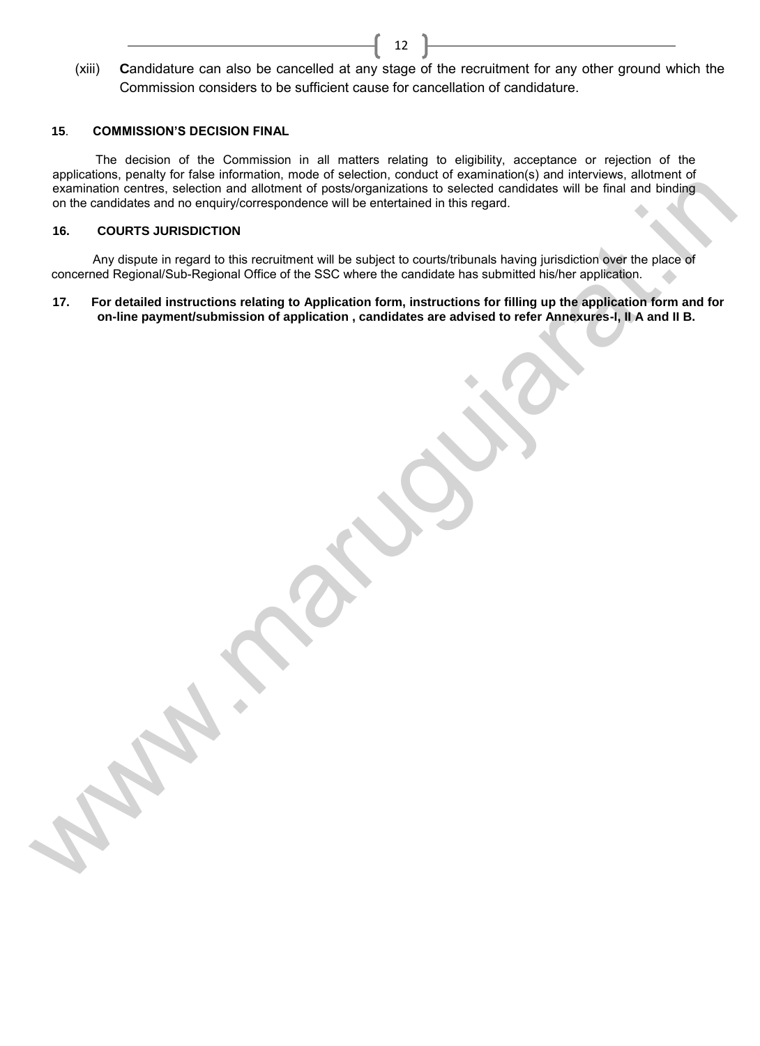(xiii) **C**andidature can also be cancelled at any stage of the recruitment for any other ground which the Commission considers to be sufficient cause for cancellation of candidature.

**15. COMMISSION'S DECISION FINAL**

The decision of the Commission in all matters relating to eligibility, acceptance or rejection of the applications, penalty for false information, mode of selection, conduct of examination(s) and interviews, allotment of examination centres, selection and allotment of posts/organizations to selected candidates will be final and binding on the candidates and no enquiry/correspondence will be entertained in this regard.

**16. COURTS JURISDICTION**

Any dispute in regard to this recruitment will be subject to courts/tribunals having jurisdiction over the place of concerned Regional/Sub-Regional Office of the SSC where the candidate has submitted his/her application.

**17. For detailed instructions relating to Application form, instructions for filling up the application form and for on-line payment/submission of application , candidates are advised to refer Annexures-I, II A and II B.**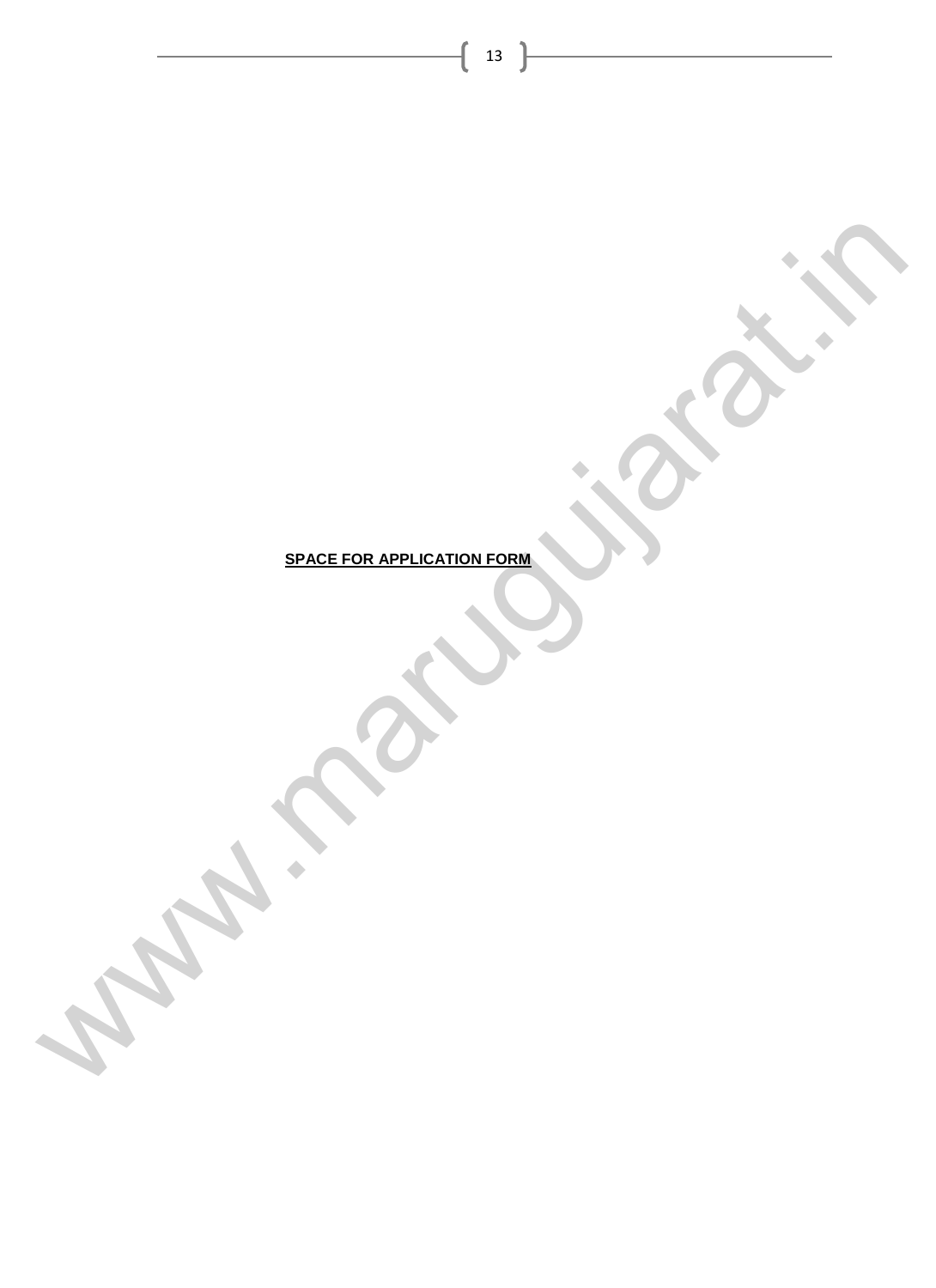**SPACE FOR APPLICATION FORM**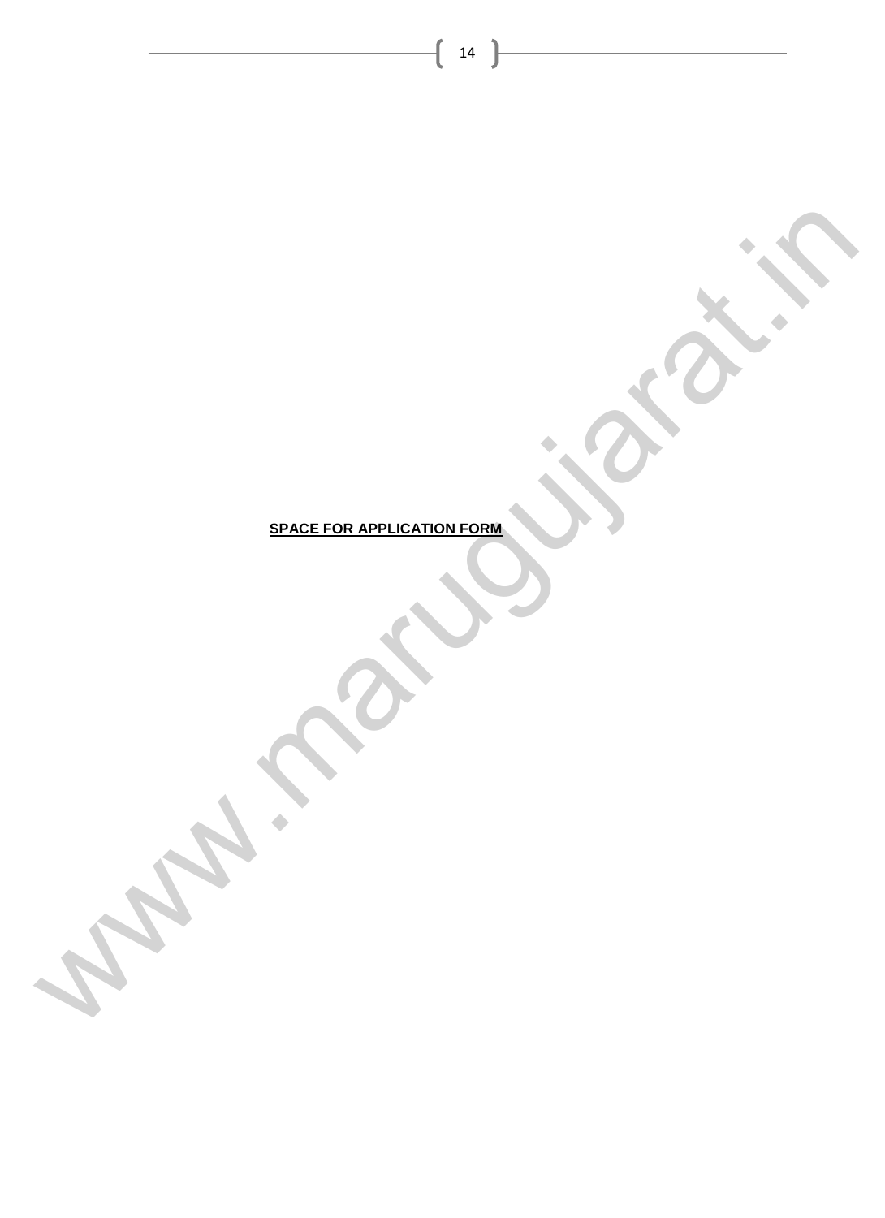**SPACE FOR APPLICATION FORM**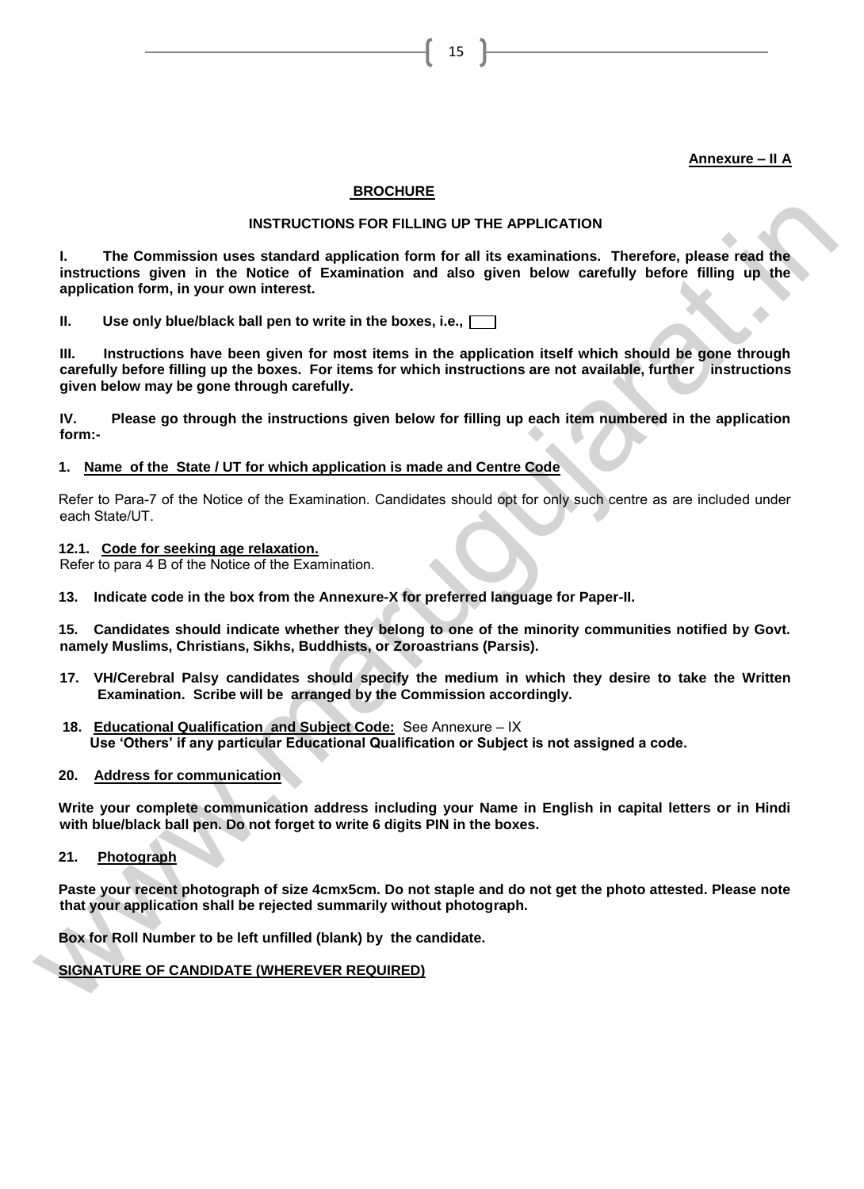**Annexure – II A**

## BROCHURE

### INSTRUCTIONS FOR FILLING UP THE APPLICATION

**I. The Commission uses standard application form for all its examinations. Therefore, please read the instructions given in the Notice of Examination and also given below carefully before filling up the application form, in your own interest.**

**II. Use only blue/black ball pen to write in the boxes, i.e., ☐**

**III. Instructions have been given for most items in the application itself which should be gone through carefully before filling up the boxes. For items for which instructions are not available, further instructions given below may be gone through carefully.**

**IV. Please go through the instructions given below for filling up each item numbered in the application form:-**

**1. Name of the State / UT for which application is made and Centre Code**

Refer to Para-7 of the Notice of the Examination. Candidates should opt for only such centre as are included under each State/UT.

**12.1. Code for seeking age relaxation.**

Refer to para 4 B of the Notice of the Examination.

**13. Indicate code in the box from the Annexure-X for preferred language for Paper-II.**

**15. Candidates should indicate whether they belong to one of the minority communities notified by Govt. namely Muslims, Christians, Sikhs, Buddhists, or Zoroastrians (Parsis).**

**17. VH/Cerebral Palsy candidates should specify the medium in which they desire to take the Written Examination. Scribe will be arranged by the Commission accordingly.**

**18. Educational Qualification and Subject Code:** See Annexure – IX
**Use 'Others' if any particular Educational Qualification or Subject is not assigned a code.**

**20. Address for communication**

**Write your complete communication address including your Name in English in capital letters or in Hindi with blue/black ball pen. Do not forget to write 6 digits PIN in the boxes.**

**21. Photograph**

**Paste your recent photograph of size 4cmx5cm. Do not staple and do not get the photo attested. Please note that your application shall be rejected summarily without photograph.**

**Box for Roll Number to be left unfilled (blank) by the candidate.**

**SIGNATURE OF CANDIDATE (WHEREVER REQUIRED)**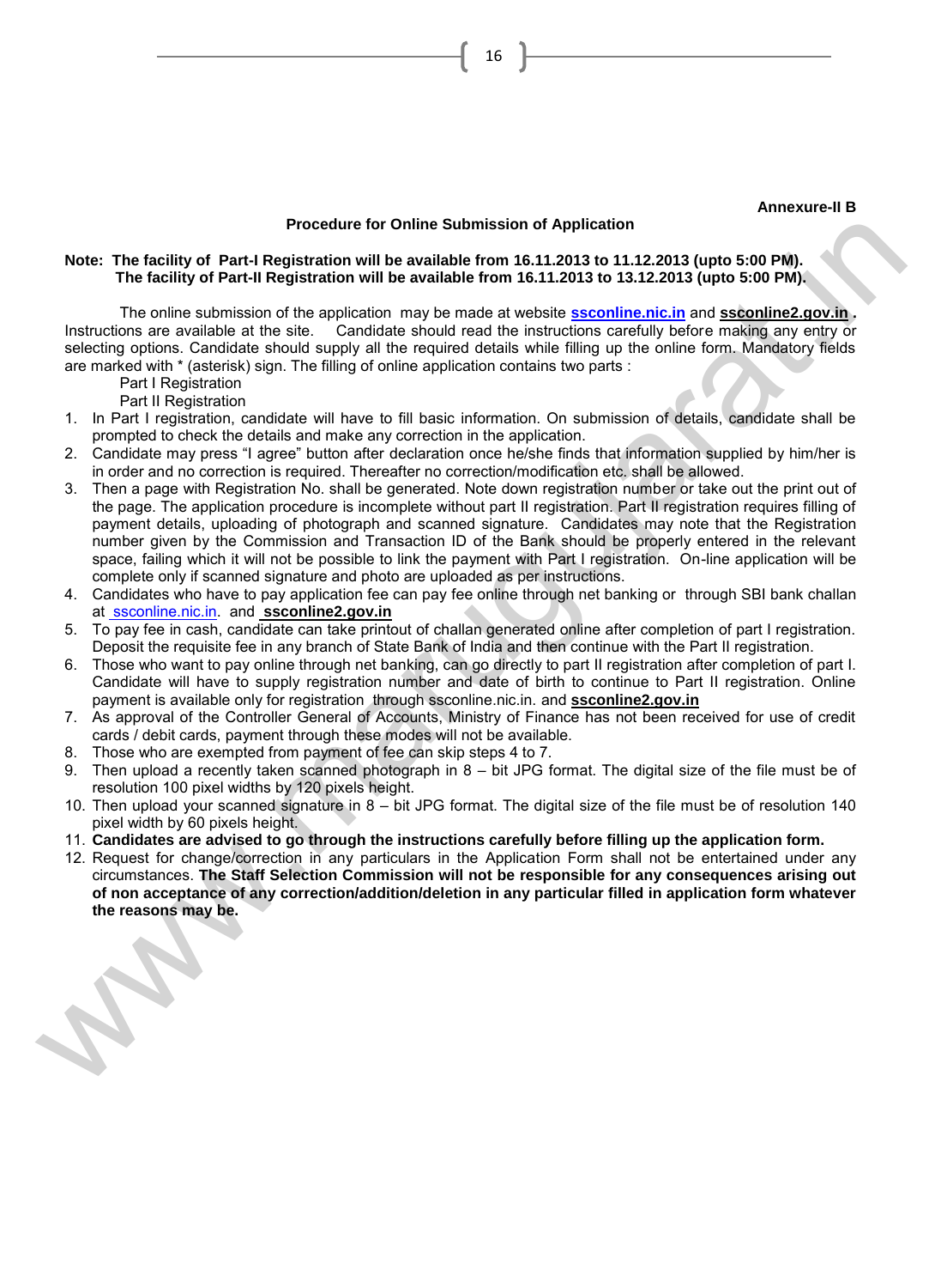**Annexure-II B**

## Procedure for Online Submission of Application

**Note: The facility of Part-I Registration will be available from 16.11.2013 to 11.12.2013 (upto 5:00 PM).**
**The facility of Part-II Registration will be available from 16.11.2013 to 13.12.2013 (upto 5:00 PM).**

The online submission of the application may be made at website **ssconline.nic.in** and **ssconline2.gov.in** . Instructions are available at the site. Candidate should read the instructions carefully before making any entry or selecting options. Candidate should supply all the required details while filling up the online form. Mandatory fields are marked with * (asterisk) sign. The filling of online application contains two parts :

Part I Registration
Part II Registration

1. In Part I registration, candidate will have to fill basic information. On submission of details, candidate shall be prompted to check the details and make any correction in the application.
2. Candidate may press "I agree" button after declaration once he/she finds that information supplied by him/her is in order and no correction is required. Thereafter no correction/modification etc. shall be allowed.
3. Then a page with Registration No. shall be generated. Note down registration number or take out the print out of the page. The application procedure is incomplete without part II registration. Part II registration requires filling of payment details, uploading of photograph and scanned signature. Candidates may note that the Registration number given by the Commission and Transaction ID of the Bank should be properly entered in the relevant space, failing which it will not be possible to link the payment with Part I registration. On-line application will be complete only if scanned signature and photo are uploaded as per instructions.
4. Candidates who have to pay application fee can pay fee online through net banking or through SBI bank challan at ssconline.nic.in. and **ssconline2.gov.in**
5. To pay fee in cash, candidate can take printout of challan generated online after completion of part I registration. Deposit the requisite fee in any branch of State Bank of India and then continue with the Part II registration.
6. Those who want to pay online through net banking, can go directly to part II registration after completion of part I. Candidate will have to supply registration number and date of birth to continue to Part II registration. Online payment is available only for registration through ssconline.nic.in. and **ssconline2.gov.in**
7. As approval of the Controller General of Accounts, Ministry of Finance has not been received for use of credit cards / debit cards, payment through these modes will not be available.
8. Those who are exempted from payment of fee can skip steps 4 to 7.
9. Then upload a recently taken scanned photograph in 8 – bit JPG format. The digital size of the file must be of resolution 100 pixel widths by 120 pixels height.
10. Then upload your scanned signature in 8 – bit JPG format. The digital size of the file must be of resolution 140 pixel width by 60 pixels height.
11. **Candidates are advised to go through the instructions carefully before filling up the application form.**
12. Request for change/correction in any particulars in the Application Form shall not be entertained under any circumstances. **The Staff Selection Commission will not be responsible for any consequences arising out of non acceptance of any correction/addition/deletion in any particular filled in application form whatever the reasons may be.**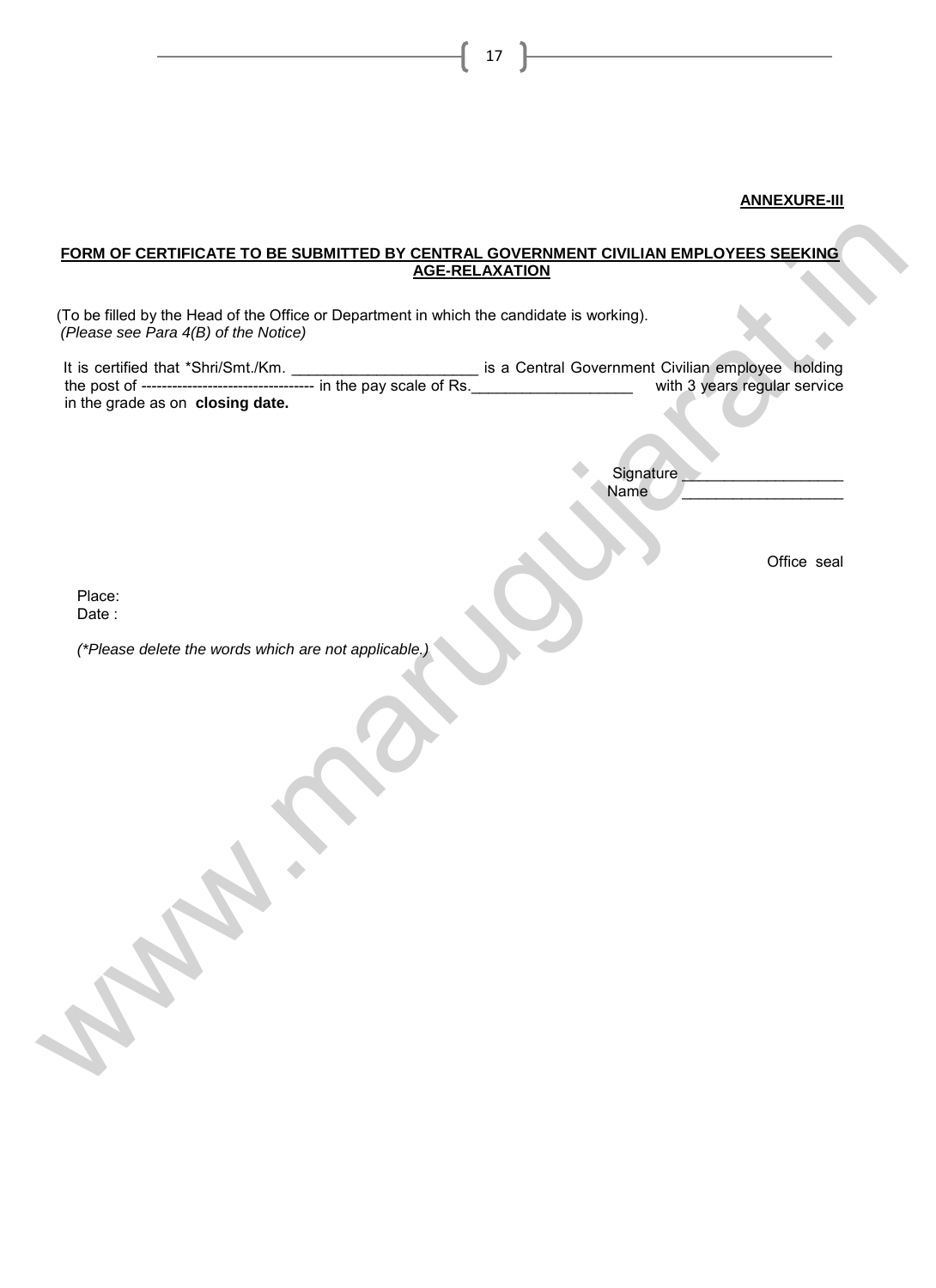**ANNEXURE-III**

**FORM OF CERTIFICATE TO BE SUBMITTED BY CENTRAL GOVERNMENT CIVILIAN EMPLOYEES SEEKING AGE-RELAXATION**

(To be filled by the Head of the Office or Department in which the candidate is working).
*(Please see Para 4(B) of the Notice)*

It is certified that *Shri/Smt./Km. ______________________ is a Central Government Civilian employee holding the post of ---------------------------------- in the pay scale of Rs.___________________ with 3 years regular service in the grade as on **closing date.**

Signature ___________________
Name ___________________

Office seal

Place:
Date :

*(*Please delete the words which are not applicable.)*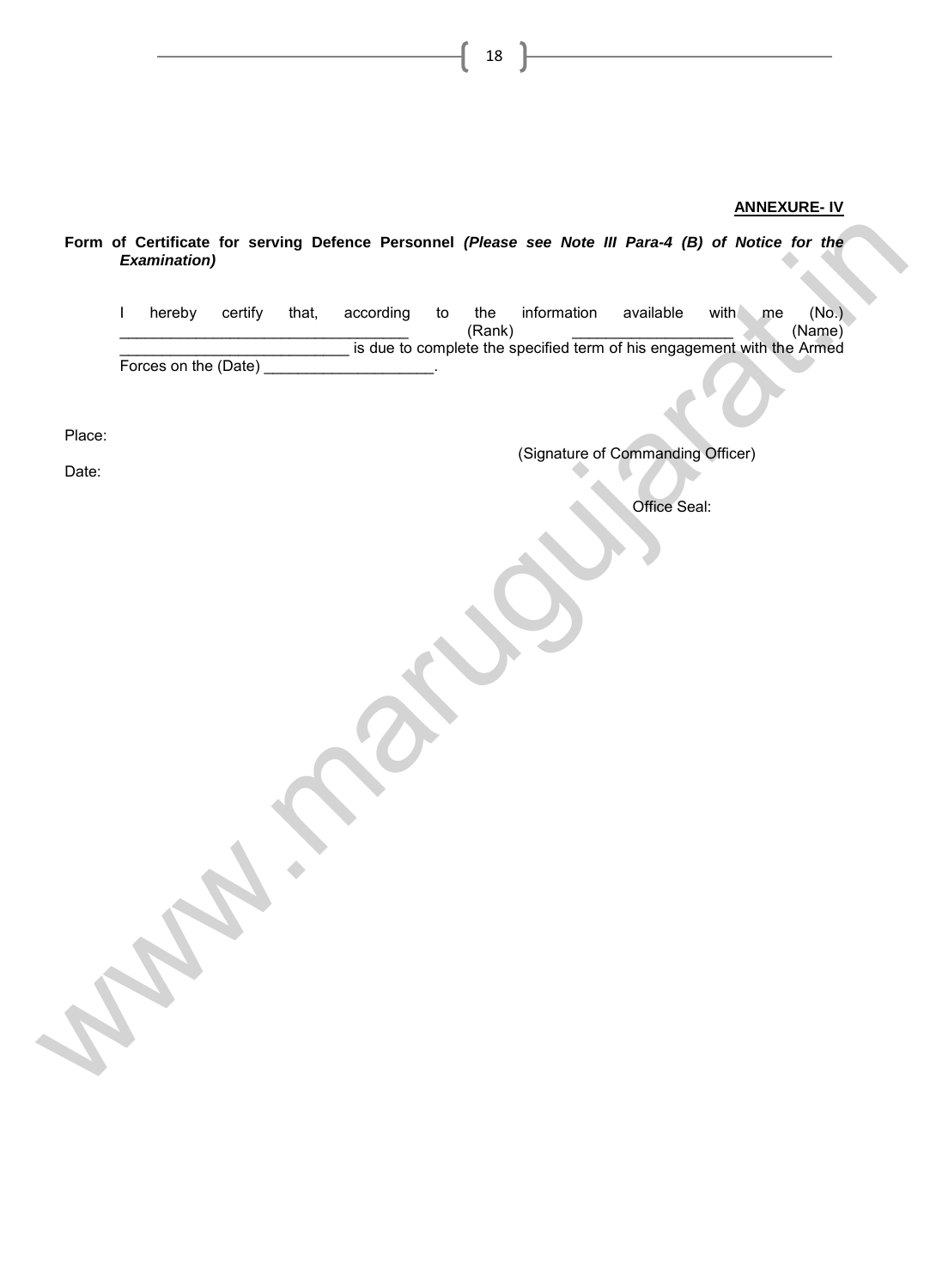**ANNEXURE- IV**

**Form of Certificate for serving Defence Personnel *(Please see Note III Para-4 (B) of Notice for the Examination)***

I hereby certify that, according to the information available with me (No.) ________________________________ (Rank) __________________ (Name) __________________________ is due to complete the specified term of his engagement with the Armed Forces on the (Date) ___________________.

Place:

Date:

(Signature of Commanding Officer)

Office Seal: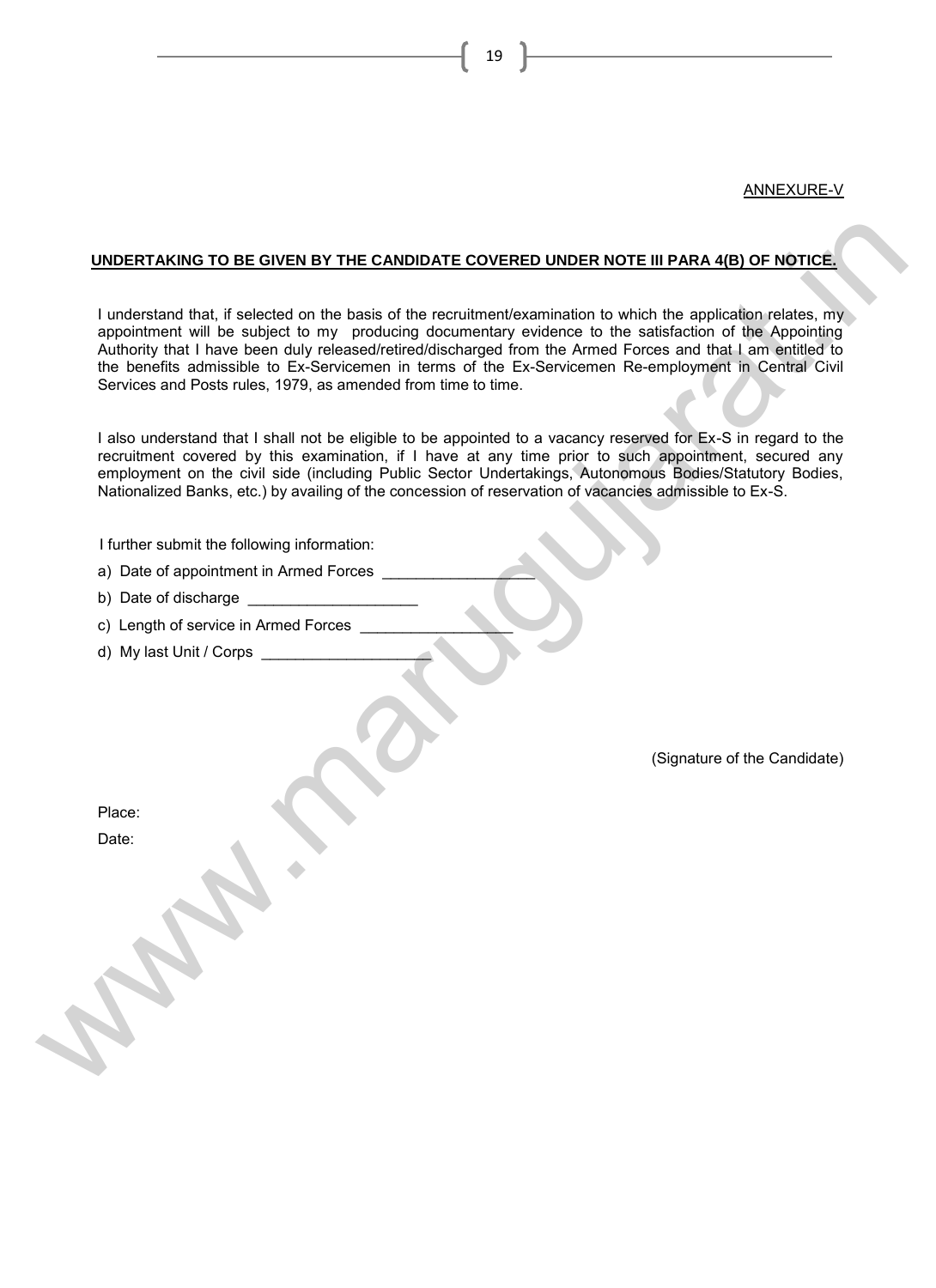ANNEXURE-V

**UNDERTAKING TO BE GIVEN BY THE CANDIDATE COVERED UNDER NOTE III PARA 4(B) OF NOTICE.**

I understand that, if selected on the basis of the recruitment/examination to which the application relates, my appointment will be subject to my producing documentary evidence to the satisfaction of the Appointing Authority that I have been duly released/retired/discharged from the Armed Forces and that I am entitled to the benefits admissible to Ex-Servicemen in terms of the Ex-Servicemen Re-employment in Central Civil Services and Posts rules, 1979, as amended from time to time.

I also understand that I shall not be eligible to be appointed to a vacancy reserved for Ex-S in regard to the recruitment covered by this examination, if I have at any time prior to such appointment, secured any employment on the civil side (including Public Sector Undertakings, Autonomous Bodies/Statutory Bodies, Nationalized Banks, etc.) by availing of the concession of reservation of vacancies admissible to Ex-S.

I further submit the following information:

a) Date of appointment in Armed Forces ___________________

b) Date of discharge ____________________

c) Length of service in Armed Forces __________________

d) My last Unit / Corps ____________________

(Signature of the Candidate)

Place:

Date: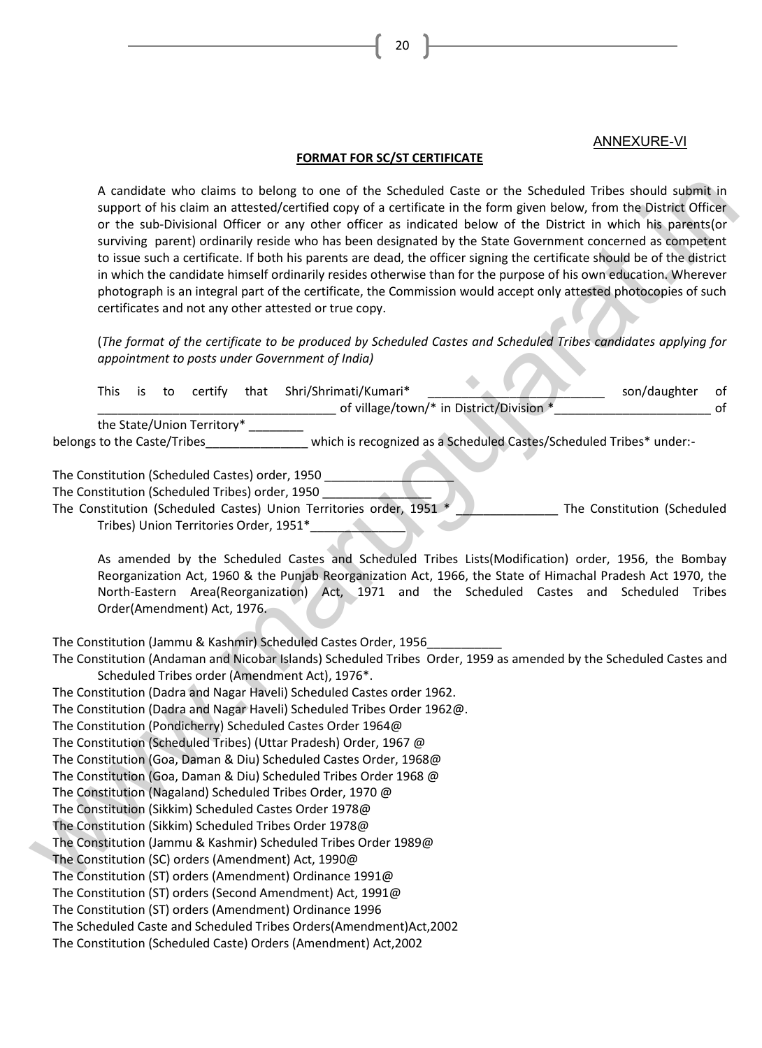ANNEXURE-VI

**FORMAT FOR SC/ST CERTIFICATE**

A candidate who claims to belong to one of the Scheduled Caste or the Scheduled Tribes should submit in support of his claim an attested/certified copy of a certificate in the form given below, from the District Officer or the sub-Divisional Officer or any other officer as indicated below of the District in which his parents(or surviving parent) ordinarily reside who has been designated by the State Government concerned as competent to issue such a certificate. If both his parents are dead, the officer signing the certificate should be of the district in which the candidate himself ordinarily resides otherwise than for the purpose of his own education. Wherever photograph is an integral part of the certificate, the Commission would accept only attested photocopies of such certificates and not any other attested or true copy.

(*The format of the certificate to be produced by Scheduled Castes and Scheduled Tribes candidates applying for appointment to posts under Government of India)*

This is to certify that Shri/Shrimati/Kumari* __________________________ son/daughter of __________________________________ of village/town/* in District/Division *______________________ of the State/Union Territory* ________
belongs to the Caste/Tribes_______________ which is recognized as a Scheduled Castes/Scheduled Tribes* under:-

The Constitution (Scheduled Castes) order, 1950 __________________
The Constitution (Scheduled Tribes) order, 1950 ________________
The Constitution (Scheduled Castes) Union Territories order, 1951 * _______________ The Constitution (Scheduled Tribes) Union Territories Order, 1951*______________

As amended by the Scheduled Castes and Scheduled Tribes Lists(Modification) order, 1956, the Bombay Reorganization Act, 1960 & the Punjab Reorganization Act, 1966, the State of Himachal Pradesh Act 1970, the North-Eastern Area(Reorganization) Act, 1971 and the Scheduled Castes and Scheduled Tribes Order(Amendment) Act, 1976.

The Constitution (Jammu & Kashmir) Scheduled Castes Order, 1956___________
The Constitution (Andaman and Nicobar Islands) Scheduled Tribes Order, 1959 as amended by the Scheduled Castes and Scheduled Tribes order (Amendment Act), 1976*.
The Constitution (Dadra and Nagar Haveli) Scheduled Castes order 1962.
The Constitution (Dadra and Nagar Haveli) Scheduled Tribes Order 1962@.
The Constitution (Pondicherry) Scheduled Castes Order 1964@
The Constitution (Scheduled Tribes) (Uttar Pradesh) Order, 1967 @
The Constitution (Goa, Daman & Diu) Scheduled Castes Order, 1968@
The Constitution (Goa, Daman & Diu) Scheduled Tribes Order 1968 @
The Constitution (Nagaland) Scheduled Tribes Order, 1970 @
The Constitution (Sikkim) Scheduled Castes Order 1978@
The Constitution (Sikkim) Scheduled Tribes Order 1978@
The Constitution (Jammu & Kashmir) Scheduled Tribes Order 1989@
The Constitution (SC) orders (Amendment) Act, 1990@
The Constitution (ST) orders (Amendment) Ordinance 1991@
The Constitution (ST) orders (Second Amendment) Act, 1991@
The Constitution (ST) orders (Amendment) Ordinance 1996
The Scheduled Caste and Scheduled Tribes Orders(Amendment)Act,2002
The Constitution (Scheduled Caste) Orders (Amendment) Act,2002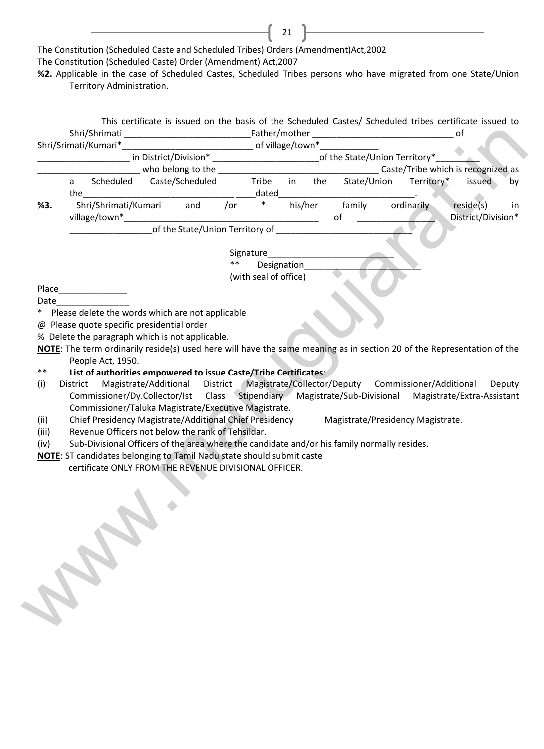The Constitution (Scheduled Caste and Scheduled Tribes) Orders (Amendment)Act,2002

The Constitution (Scheduled Caste) Order (Amendment) Act,2007

**%2.** Applicable in the case of Scheduled Castes, Scheduled Tribes persons who have migrated from one State/Union Territory Administration.

This certificate is issued on the basis of the Scheduled Castes/ Scheduled tribes certificate issued to Shri/Shrimati _________________________Father/mother _____________________________ of Shri/Srimati/Kumari*__________________________ of village/town*____________ __________________ in District/Division* ______________________of the State/Union Territory*_________ ____________________ who belong to the _________________________________ Caste/Tribe which is recognized as a Scheduled Caste/Scheduled Tribe in the State/Union Territory* issued by the______________________________ ____dated____________________________.

**%3.** Shri/Shrimati/Kumari and /or * his/her family ordinarily reside(s) in village/town*_______________________________________ of ________________ District/Division* ________________of the State/Union Territory of ____________________________

Signature__________________________

** Designation________________________

(with seal of office)

Place______________

Date_______________

\* Please delete the words which are not applicable

@ Please quote specific presidential order

% Delete the paragraph which is not applicable.

**NOTE**: The term ordinarily reside(s) used here will have the same meaning as in section 20 of the Representation of the People Act, 1950.

\*\* **List of authorities empowered to issue Caste/Tribe Certificates**:

(i) District Magistrate/Additional District Magistrate/Collector/Deputy Commissioner/Additional Deputy Commissioner/Dy.Collector/Ist Class Stipendiary Magistrate/Sub-Divisional Magistrate/Extra-Assistant Commissioner/Taluka Magistrate/Executive Magistrate.

(ii) Chief Presidency Magistrate/Additional Chief Presidency Magistrate/Presidency Magistrate.

(iii) Revenue Officers not below the rank of Tehsildar.

(iv) Sub-Divisional Officers of the area where the candidate and/or his family normally resides.

**NOTE**: ST candidates belonging to Tamil Nadu state should submit caste certificate ONLY FROM THE REVENUE DIVISIONAL OFFICER.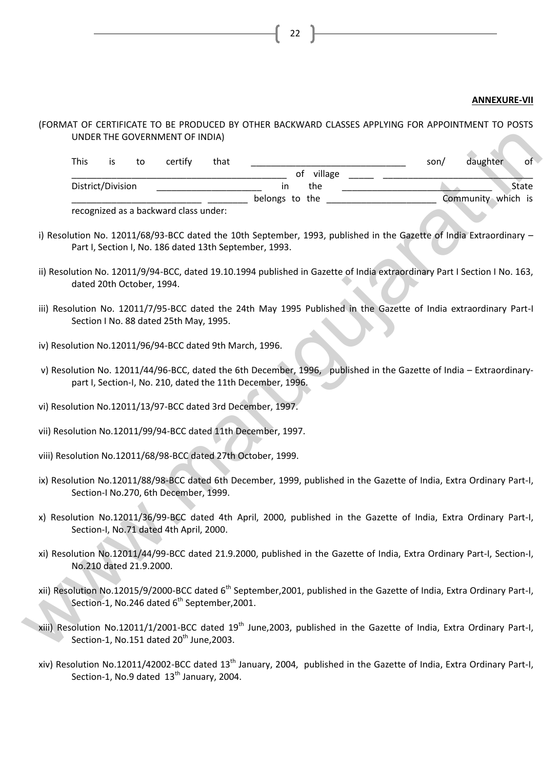**ANNEXURE-VII**

(FORMAT OF CERTIFICATE TO BE PRODUCED BY OTHER BACKWARD CLASSES APPLYING FOR APPOINTMENT TO POSTS UNDER THE GOVERNMENT OF INDIA)

This is to certify that ______________________________ son/ daughter of ____________________________________________ of village _____ ______________________________ District/Division ____________________ in the ______________________________ State __________________________ ________ belongs to the ______________________ Community which is recognized as a backward class under:

i) Resolution No. 12011/68/93-BCC dated the 10th September, 1993, published in the Gazette of India Extraordinary – Part I, Section I, No. 186 dated 13th September, 1993.

ii) Resolution No. 12011/9/94-BCC, dated 19.10.1994 published in Gazette of India extraordinary Part I Section I No. 163, dated 20th October, 1994.

iii) Resolution No. 12011/7/95-BCC dated the 24th May 1995 Published in the Gazette of India extraordinary Part-I Section I No. 88 dated 25th May, 1995.

iv) Resolution No.12011/96/94-BCC dated 9th March, 1996.

v) Resolution No. 12011/44/96-BCC, dated the 6th December, 1996, published in the Gazette of India – Extraordinary-part I, Section-I, No. 210, dated the 11th December, 1996.

vi) Resolution No.12011/13/97-BCC dated 3rd December, 1997.

vii) Resolution No.12011/99/94-BCC dated 11th December, 1997.

viii) Resolution No.12011/68/98-BCC dated 27th October, 1999.

ix) Resolution No.12011/88/98-BCC dated 6th December, 1999, published in the Gazette of India, Extra Ordinary Part-I, Section-I No.270, 6th December, 1999.

x) Resolution No.12011/36/99-BCC dated 4th April, 2000, published in the Gazette of India, Extra Ordinary Part-I, Section-I, No.71 dated 4th April, 2000.

xi) Resolution No.12011/44/99-BCC dated 21.9.2000, published in the Gazette of India, Extra Ordinary Part-I, Section-I, No.210 dated 21.9.2000.

xii) Resolution No.12015/9/2000-BCC dated 6th September,2001, published in the Gazette of India, Extra Ordinary Part-I, Section-1, No.246 dated 6th September,2001.

xiii) Resolution No.12011/1/2001-BCC dated 19th June,2003, published in the Gazette of India, Extra Ordinary Part-I, Section-1, No.151 dated 20th June,2003.

xiv) Resolution No.12011/42002-BCC dated 13th January, 2004, published in the Gazette of India, Extra Ordinary Part-I, Section-1, No.9 dated 13th January, 2004.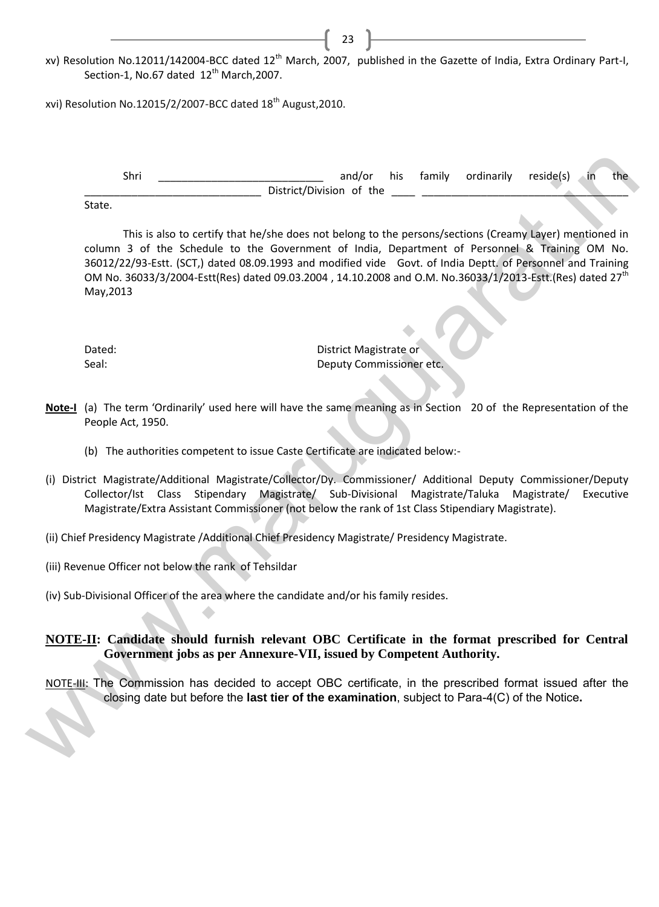xv) Resolution No.12011/142004-BCC dated 12th March, 2007, published in the Gazette of India, Extra Ordinary Part-I, Section-1, No.67 dated 12th March,2007.

xvi) Resolution No.12015/2/2007-BCC dated 18th August,2010.

Shri ____________________________ and/or his family ordinarily reside(s) in the ______________________________ District/Division of the ____ ___________________________________ State.

This is also to certify that he/she does not belong to the persons/sections (Creamy Layer) mentioned in column 3 of the Schedule to the Government of India, Department of Personnel & Training OM No. 36012/22/93-Estt. (SCT,) dated 08.09.1993 and modified vide Govt. of India Deptt. of Personnel and Training OM No. 36033/3/2004-Estt(Res) dated 09.03.2004 , 14.10.2008 and O.M. No.36033/1/2013-Estt.(Res) dated 27th May,2013

Dated: District Magistrate or

Seal: Deputy Commissioner etc.

**Note-I** (a) The term 'Ordinarily' used here will have the same meaning as in Section 20 of the Representation of the People Act, 1950.

(b) The authorities competent to issue Caste Certificate are indicated below:-

(i) District Magistrate/Additional Magistrate/Collector/Dy. Commissioner/ Additional Deputy Commissioner/Deputy Collector/Ist Class Stipendary Magistrate/ Sub-Divisional Magistrate/Taluka Magistrate/ Executive Magistrate/Extra Assistant Commissioner (not below the rank of 1st Class Stipendiary Magistrate).

(ii) Chief Presidency Magistrate /Additional Chief Presidency Magistrate/ Presidency Magistrate.

(iii) Revenue Officer not below the rank of Tehsildar

(iv) Sub-Divisional Officer of the area where the candidate and/or his family resides.

**NOTE-II: Candidate should furnish relevant OBC Certificate in the format prescribed for Central Government jobs as per Annexure-VII, issued by Competent Authority.**

NOTE-III: The Commission has decided to accept OBC certificate, in the prescribed format issued after the closing date but before the **last tier of the examination**, subject to Para-4(C) of the Notice**.**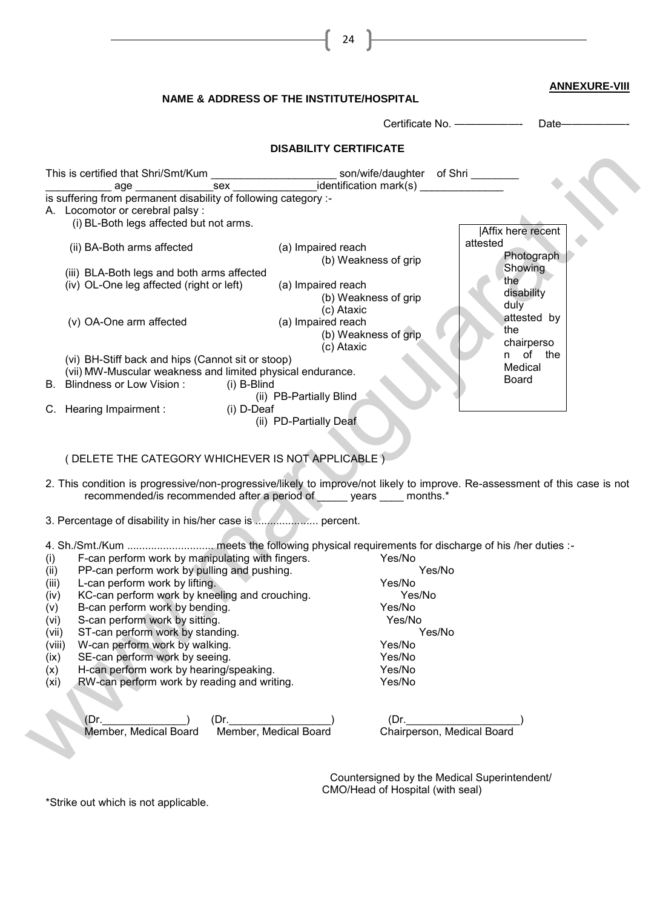**ANNEXURE-VIII**

**NAME & ADDRESS OF THE INSTITUTE/HOSPITAL**

Certificate No. ——————- Date——————-

**DISABILITY CERTIFICATE**

This is certified that Shri/Smt/Kum ______________________ son/wife/daughter of Shri ________ ___________ age _____________sex ______________identification mark(s) ______________ is suffering from permanent disability of following category :-

|Affix here recent attested Photograph Showing the disability duly attested by the chairperson of the Medical Board

A. Locomotor or cerebral palsy :
   (i) BL-Both legs affected but not arms.
   (ii) BA-Both arms affected
      (a) Impaired reach
      (b) Weakness of grip
   (iii) BLA-Both legs and both arms affected
   (iv) OL-One leg affected (right or left)
      (a) Impaired reach
      (b) Weakness of grip
      (c) Ataxic
   (v) OA-One arm affected
      (a) Impaired reach
      (b) Weakness of grip
      (c) Ataxic
   (vi) BH-Stiff back and hips (Cannot sit or stoop)
   (vii) MW-Muscular weakness and limited physical endurance.

B. Blindness or Low Vision :
   (i) B-Blind
   (ii) PB-Partially Blind

C. Hearing Impairment :
   (i) D-Deaf
   (ii) PD-Partially Deaf

( DELETE THE CATEGORY WHICHEVER IS NOT APPLICABLE )

2. This condition is progressive/non-progressive/likely to improve/not likely to improve. Re-assessment of this case is not recommended/is recommended after a period of _____ years ____ months.*

3. Percentage of disability in his/her case is ..................... percent.

4. Sh./Smt./Kum ............................ meets the following physical requirements for discharge of his /her duties :-

| | | |
|---|---|---|
| (i) | F-can perform work by manipulating with fingers. | Yes/No |
| (ii) | PP-can perform work by pulling and pushing. | Yes/No |
| (iii) | L-can perform work by lifting. | Yes/No |
| (iv) | KC-can perform work by kneeling and crouching. | Yes/No |
| (v) | B-can perform work by bending. | Yes/No |
| (vi) | S-can perform work by sitting. | Yes/No |
| (vii) | ST-can perform work by standing. | Yes/No |
| (viii) | W-can perform work by walking. | Yes/No |
| (ix) | SE-can perform work by seeing. | Yes/No |
| (x) | H-can perform work by hearing/speaking. | Yes/No |
| (xi) | RW-can perform work by reading and writing. | Yes/No |

| | | |
|---|---|---|
| (Dr.______________) | (Dr.________________) | (Dr.___________________) |
| Member, Medical Board | Member, Medical Board | Chairperson, Medical Board |

Countersigned by the Medical Superintendent/ CMO/Head of Hospital (with seal)

*Strike out which is not applicable.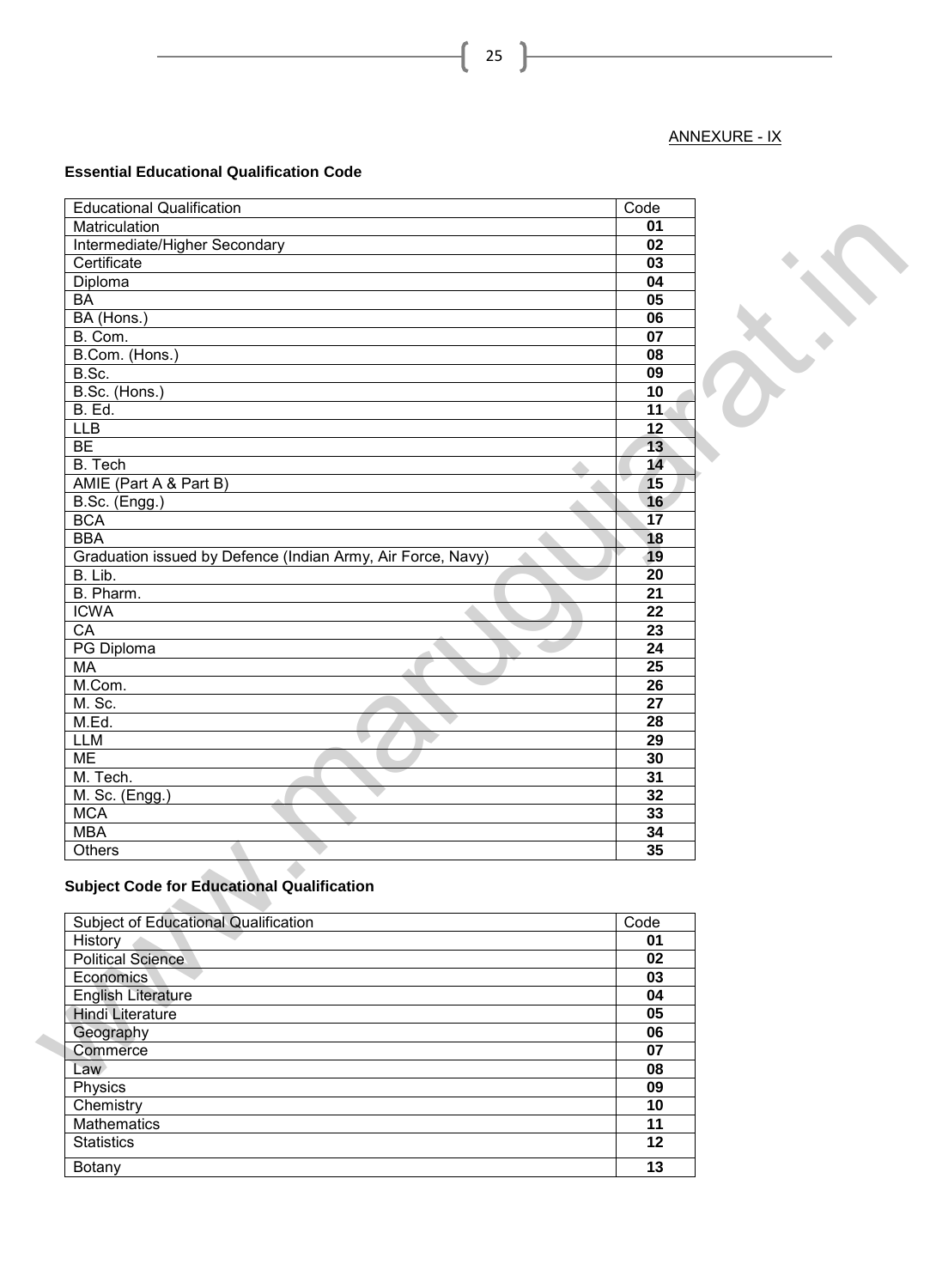ANNEXURE - IX

**Essential Educational Qualification Code**

| Educational Qualification | Code |
|---|---|
| Matriculation | **01** |
| Intermediate/Higher Secondary | **02** |
| Certificate | **03** |
| Diploma | **04** |
| BA | **05** |
| BA (Hons.) | **06** |
| B. Com. | **07** |
| B.Com. (Hons.) | **08** |
| B.Sc. | **09** |
| B.Sc. (Hons.) | **10** |
| B. Ed. | **11** |
| LLB | **12** |
| BE | **13** |
| B. Tech | **14** |
| AMIE (Part A & Part B) | **15** |
| B.Sc. (Engg.) | **16** |
| BCA | **17** |
| BBA | **18** |
| Graduation issued by Defence (Indian Army, Air Force, Navy) | **19** |
| B. Lib. | **20** |
| B. Pharm. | **21** |
| ICWA | **22** |
| CA | **23** |
| PG Diploma | **24** |
| MA | **25** |
| M.Com. | **26** |
| M. Sc. | **27** |
| M.Ed. | **28** |
| LLM | **29** |
| ME | **30** |
| M. Tech. | **31** |
| M. Sc. (Engg.) | **32** |
| MCA | **33** |
| MBA | **34** |
| Others | **35** |

**Subject Code for Educational Qualification**

| Subject of Educational Qualification | Code |
|---|---|
| History | **01** |
| Political Science | **02** |
| Economics | **03** |
| English Literature | **04** |
| Hindi Literature | **05** |
| Geography | **06** |
| Commerce | **07** |
| Law | **08** |
| Physics | **09** |
| Chemistry | **10** |
| Mathematics | **11** |
| Statistics | **12** |
| Botany | **13** |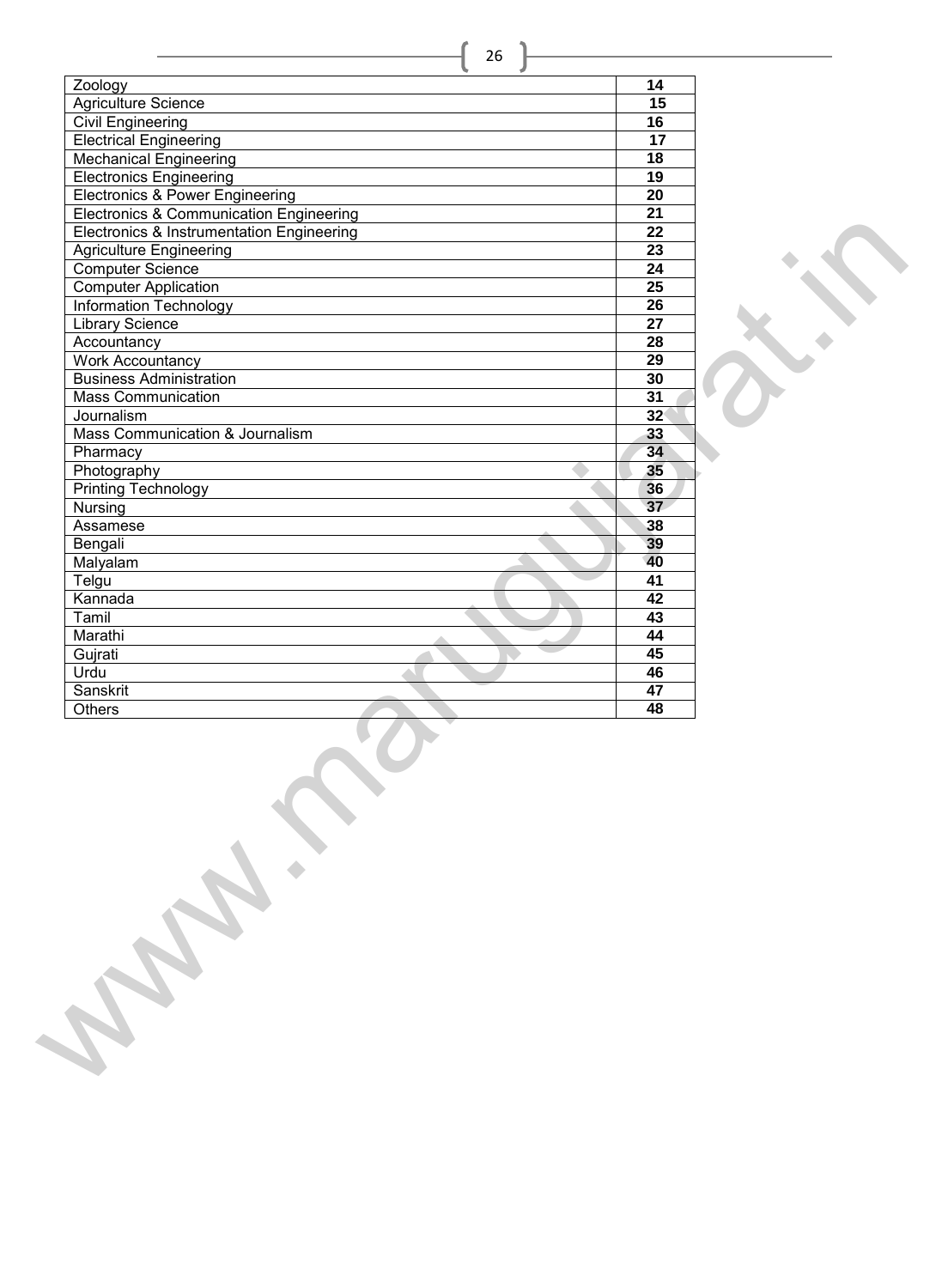| | |
|---|---|
| Zoology | 14 |
| Agriculture Science | 15 |
| Civil Engineering | 16 |
| Electrical Engineering | 17 |
| Mechanical Engineering | 18 |
| Electronics Engineering | 19 |
| Electronics & Power Engineering | 20 |
| Electronics & Communication Engineering | 21 |
| Electronics & Instrumentation Engineering | 22 |
| Agriculture Engineering | 23 |
| Computer Science | 24 |
| Computer Application | 25 |
| Information Technology | 26 |
| Library Science | 27 |
| Accountancy | 28 |
| Work Accountancy | 29 |
| Business Administration | 30 |
| Mass Communication | 31 |
| Journalism | 32 |
| Mass Communication & Journalism | 33 |
| Pharmacy | 34 |
| Photography | 35 |
| Printing Technology | 36 |
| Nursing | 37 |
| Assamese | 38 |
| Bengali | 39 |
| Malyalam | 40 |
| Telgu | 41 |
| Kannada | 42 |
| Tamil | 43 |
| Marathi | 44 |
| Gujrati | 45 |
| Urdu | 46 |
| Sanskrit | 47 |
| Others | 48 |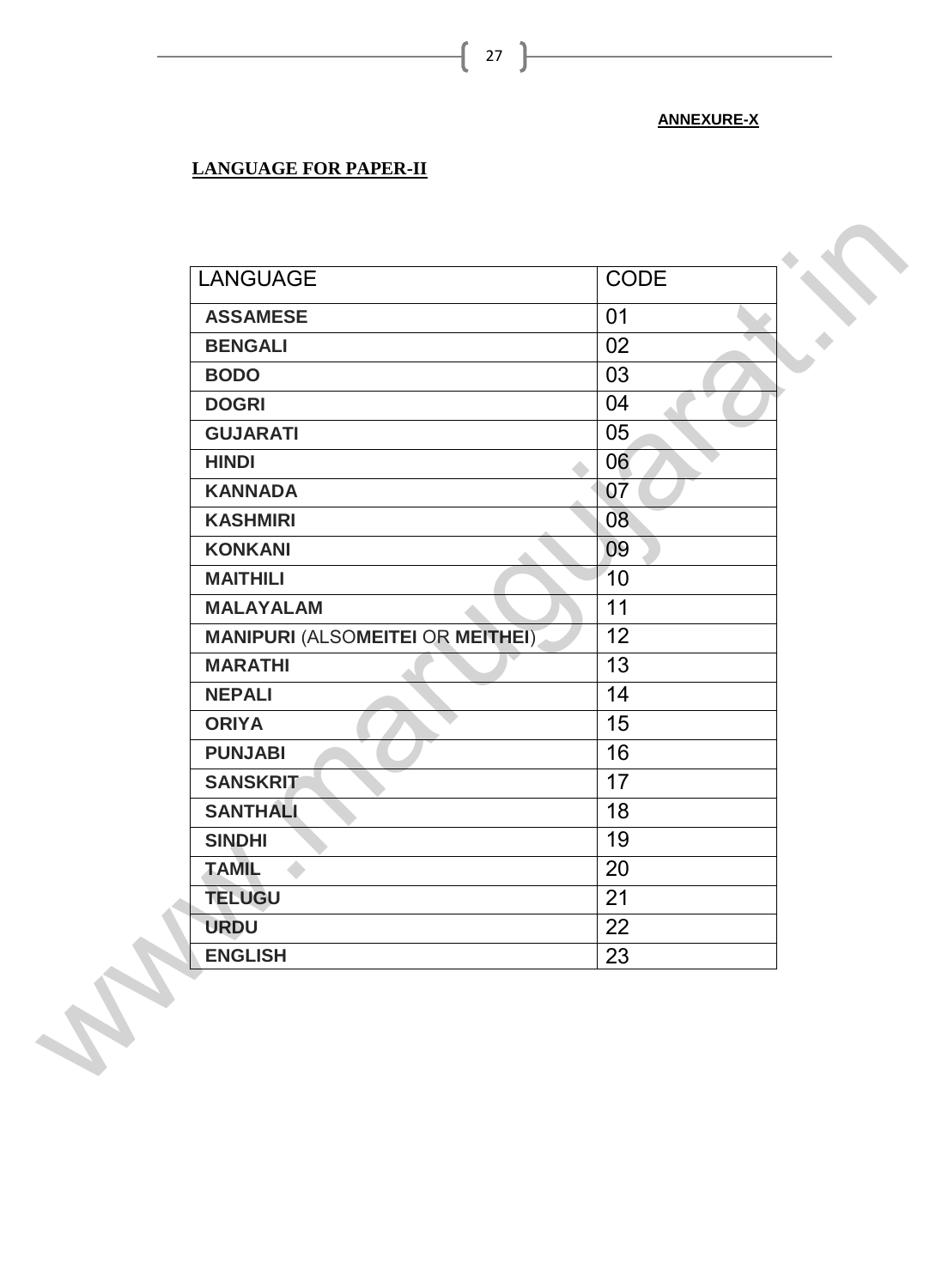**ANNEXURE-X**

**LANGUAGE FOR PAPER-II**

| LANGUAGE | CODE |
|---|---|
| **ASSAMESE** | 01 |
| **BENGALI** | 02 |
| **BODO** | 03 |
| **DOGRI** | 04 |
| **GUJARATI** | 05 |
| **HINDI** | 06 |
| **KANNADA** | 07 |
| **KASHMIRI** | 08 |
| **KONKANI** | 09 |
| **MAITHILI** | 10 |
| **MALAYALAM** | 11 |
| **MANIPURI** (ALSO**MEITEI** OR **MEITHEI**) | 12 |
| **MARATHI** | 13 |
| **NEPALI** | 14 |
| **ORIYA** | 15 |
| **PUNJABI** | 16 |
| **SANSKRIT** | 17 |
| **SANTHALI** | 18 |
| **SINDHI** | 19 |
| **TAMIL** | 20 |
| **TELUGU** | 21 |
| **URDU** | 22 |
| **ENGLISH** | 23 |